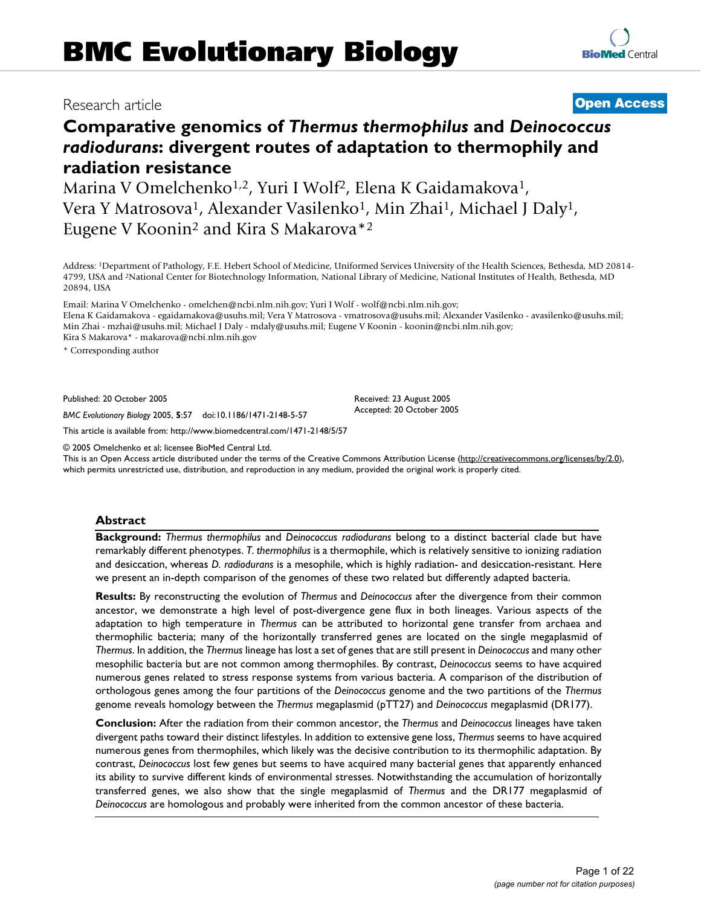# BMC Evolutionary Biology

Research article

**Open Access**

## Comparative genomics of *Thermus thermophilus* and *Deinococcus radiodurans*: divergent routes of adaptation to thermophily and radiation resistance

Marina V Omelchenko[1,2], Yuri I Wolf[2], Elena K Gaidamakova[1], Vera Y Matrosova[1], Alexander Vasilenko[1], Min Zhai[1], Michael J Daly[1], Eugene V Koonin[2] and Kira S Makarova*[2]

Address: [1]Department of Pathology, F.E. Hebert School of Medicine, Uniformed Services University of the Health Sciences, Bethesda, MD 20814-4799, USA and [2]National Center for Biotechnology Information, National Library of Medicine, National Institutes of Health, Bethesda, MD 20894, USA

Email: Marina V Omelchenko - omelchen@ncbi.nlm.nih.gov; Yuri I Wolf - wolf@ncbi.nlm.nih.gov; Elena K Gaidamakova - egaidamakova@usuhs.mil; Vera Y Matrosova - vmatrosova@usuhs.mil; Alexander Vasilenko - avasilenko@usuhs.mil; Min Zhai - mzhai@usuhs.mil; Michael J Daly - mdaly@usuhs.mil; Eugene V Koonin - koonin@ncbi.nlm.nih.gov; Kira S Makarova* - makarova@ncbi.nlm.nih.gov

\* Corresponding author

Published: 20 October 2005

*BMC Evolutionary Biology* 2005, **5**:57 doi:10.1186/1471-2148-5-57

Received: 23 August 2005
Accepted: 20 October 2005

This article is available from: http://www.biomedcentral.com/1471-2148/5/57

© 2005 Omelchenko et al; licensee BioMed Central Ltd.
This is an Open Access article distributed under the terms of the Creative Commons Attribution License (http://creativecommons.org/licenses/by/2.0), which permits unrestricted use, distribution, and reproduction in any medium, provided the original work is properly cited.

### Abstract

**Background:** *Thermus thermophilus* and *Deinococcus radiodurans* belong to a distinct bacterial clade but have remarkably different phenotypes. *T. thermophilus* is a thermophile, which is relatively sensitive to ionizing radiation and desiccation, whereas *D. radiodurans* is a mesophile, which is highly radiation- and desiccation-resistant. Here we present an in-depth comparison of the genomes of these two related but differently adapted bacteria.

**Results:** By reconstructing the evolution of *Thermus* and *Deinococcus* after the divergence from their common ancestor, we demonstrate a high level of post-divergence gene flux in both lineages. Various aspects of the adaptation to high temperature in *Thermus* can be attributed to horizontal gene transfer from archaea and thermophilic bacteria; many of the horizontally transferred genes are located on the single megaplasmid of *Thermus*. In addition, the *Thermus* lineage has lost a set of genes that are still present in *Deinococcus* and many other mesophilic bacteria but are not common among thermophiles. By contrast, *Deinococcus* seems to have acquired numerous genes related to stress response systems from various bacteria. A comparison of the distribution of orthologous genes among the four partitions of the *Deinococcus* genome and the two partitions of the *Thermus* genome reveals homology between the *Thermus* megaplasmid (pTT27) and *Deinococcus* megaplasmid (DR177).

**Conclusion:** After the radiation from their common ancestor, the *Thermus* and *Deinococcus* lineages have taken divergent paths toward their distinct lifestyles. In addition to extensive gene loss, *Thermus* seems to have acquired numerous genes from thermophiles, which likely was the decisive contribution to its thermophilic adaptation. By contrast, *Deinococcus* lost few genes but seems to have acquired many bacterial genes that apparently enhanced its ability to survive different kinds of environmental stresses. Notwithstanding the accumulation of horizontally transferred genes, we also show that the single megaplasmid of *Thermus* and the DR177 megaplasmid of *Deinococcus* are homologous and probably were inherited from the common ancestor of these bacteria.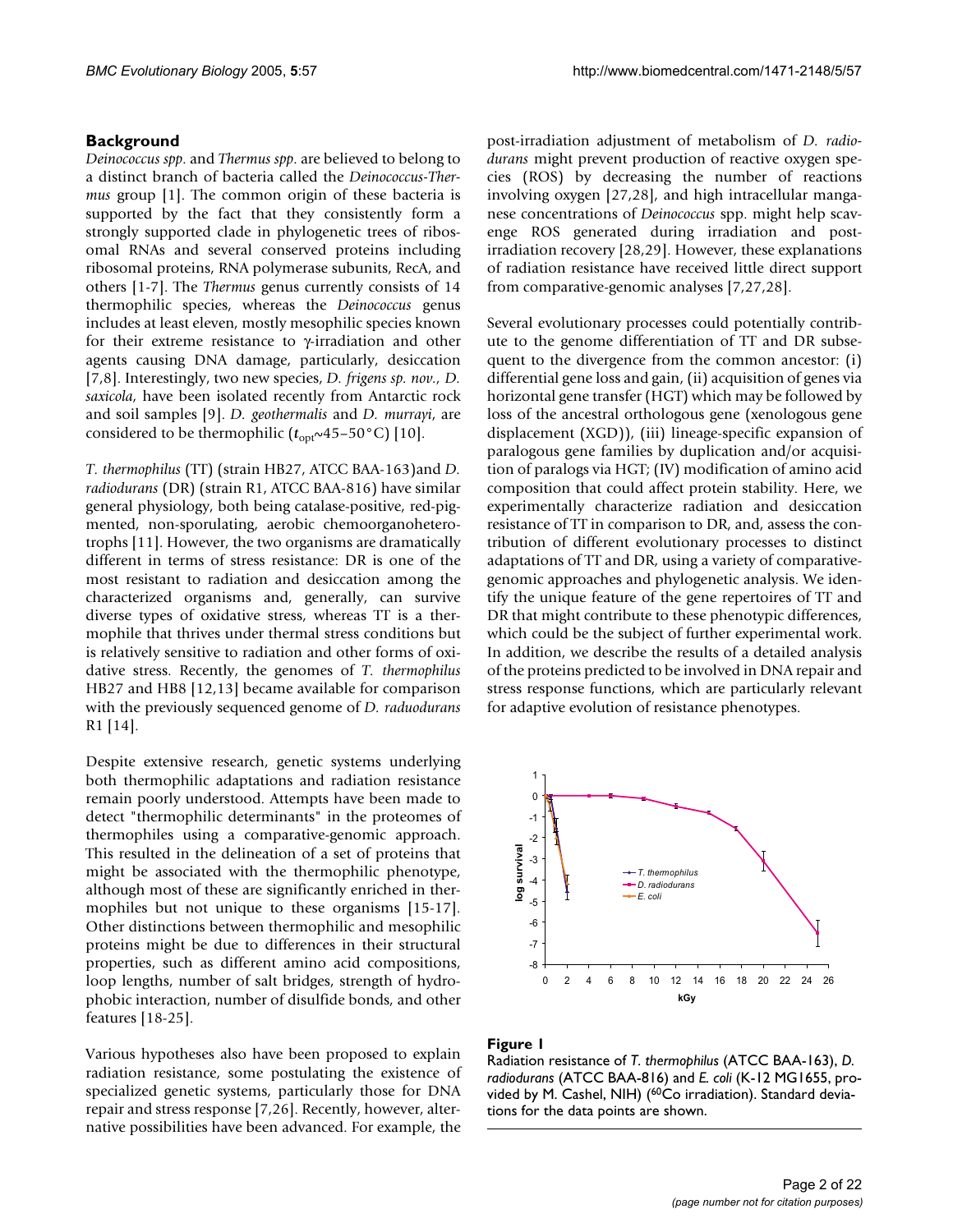## Background

*Deinococcus spp*. and *Thermus spp*. are believed to belong to a distinct branch of bacteria called the *Deinococcus-Thermus* group [1]. The common origin of these bacteria is supported by the fact that they consistently form a strongly supported clade in phylogenetic trees of ribosomal RNAs and several conserved proteins including ribosomal proteins, RNA polymerase subunits, RecA, and others [1-7]. The *Thermus* genus currently consists of 14 thermophilic species, whereas the *Deinococcus* genus includes at least eleven, mostly mesophilic species known for their extreme resistance to γ-irradiation and other agents causing DNA damage, particularly, desiccation [7,8]. Interestingly, two new species, *D. frigens sp. nov., D. saxicola*, have been isolated recently from Antarctic rock and soil samples [9]. *D. geothermalis* and *D. murrayi*, are considered to be thermophilic ($t_{opt}$~45–50°C) [10].

*T. thermophilus* (TT) (strain HB27, ATCC BAA-163)and *D. radiodurans* (DR) (strain R1, ATCC BAA-816) have similar general physiology, both being catalase-positive, red-pigmented, non-sporulating, aerobic chemoorganoheterotrophs [11]. However, the two organisms are dramatically different in terms of stress resistance: DR is one of the most resistant to radiation and desiccation among the characterized organisms and, generally, can survive diverse types of oxidative stress, whereas TT is a thermophile that thrives under thermal stress conditions but is relatively sensitive to radiation and other forms of oxidative stress. Recently, the genomes of *T. thermophilus* HB27 and HB8 [12,13] became available for comparison with the previously sequenced genome of *D. raduodurans* R1 [14].

Despite extensive research, genetic systems underlying both thermophilic adaptations and radiation resistance remain poorly understood. Attempts have been made to detect "thermophilic determinants" in the proteomes of thermophiles using a comparative-genomic approach. This resulted in the delineation of a set of proteins that might be associated with the thermophilic phenotype, although most of these are significantly enriched in thermophiles but not unique to these organisms [15-17]. Other distinctions between thermophilic and mesophilic proteins might be due to differences in their structural properties, such as different amino acid compositions, loop lengths, number of salt bridges, strength of hydrophobic interaction, number of disulfide bonds, and other features [18-25].

Various hypotheses also have been proposed to explain radiation resistance, some postulating the existence of specialized genetic systems, particularly those for DNA repair and stress response [7,26]. Recently, however, alternative possibilities have been advanced. For example, the post-irradiation adjustment of metabolism of *D. radiodurans* might prevent production of reactive oxygen species (ROS) by decreasing the number of reactions involving oxygen [27,28], and high intracellular manganese concentrations of *Deinococcus* spp. might help scavenge ROS generated during irradiation and post-irradiation recovery [28,29]. However, these explanations of radiation resistance have received little direct support from comparative-genomic analyses [7,27,28].

Several evolutionary processes could potentially contribute to the genome differentiation of TT and DR subsequent to the divergence from the common ancestor: (i) differential gene loss and gain, (ii) acquisition of genes via horizontal gene transfer (HGT) which may be followed by loss of the ancestral orthologous gene (xenologous gene displacement (XGD)), (iii) lineage-specific expansion of paralogous gene families by duplication and/or acquisition of paralogs via HGT; (IV) modification of amino acid composition that could affect protein stability. Here, we experimentally characterize radiation and desiccation resistance of TT in comparison to DR, and, assess the contribution of different evolutionary processes to distinct adaptations of TT and DR, using a variety of comparative-genomic approaches and phylogenetic analysis. We identify the unique feature of the gene repertoires of TT and DR that might contribute to these phenotypic differences, which could be the subject of further experimental work. In addition, we describe the results of a detailed analysis of the proteins predicted to be involved in DNA repair and stress response functions, which are particularly relevant for adaptive evolution of resistance phenotypes.

**Figure 1**

Radiation resistance of *T. thermophilus* (ATCC BAA-163), *D. radiodurans* (ATCC BAA-816) and *E. coli* (K-12 MG1655, provided by M. Cashel, NIH) ($^{60}$Co irradiation). Standard deviations for the data points are shown.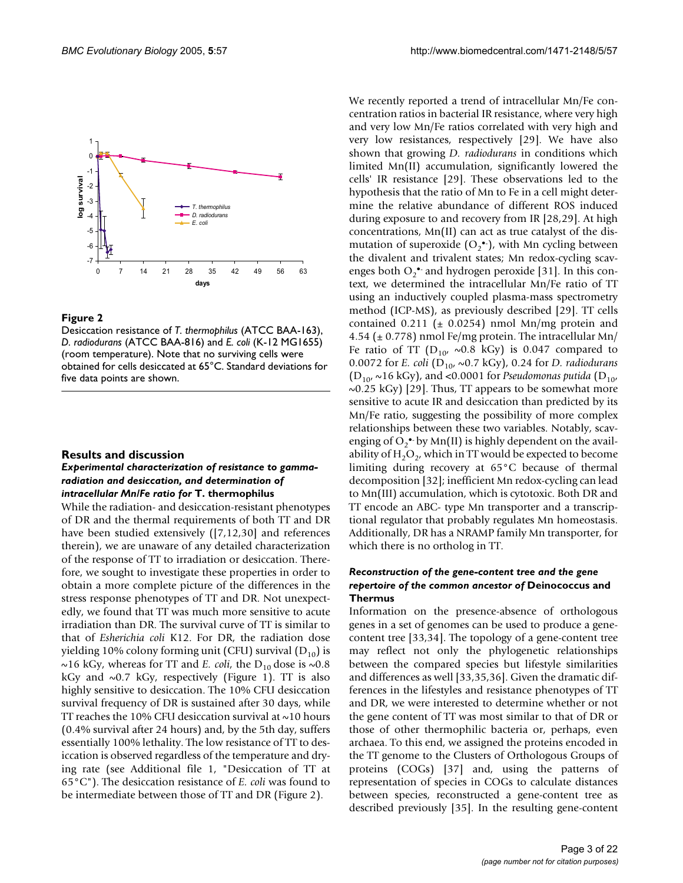**Figure 2**

Desiccation resistance of *T. thermophilus* (ATCC BAA-163), *D. radiodurans* (ATCC BAA-816) and *E. coli* (K-12 MG1655) (room temperature). Note that no surviving cells were obtained for cells desiccated at 65°C. Standard deviations for five data points are shown.

## Results and discussion

### *Experimental characterization of resistance to gamma-radiation and desiccation, and determination of intracellular Mn/Fe ratio for* T. thermophilus

While the radiation- and desiccation-resistant phenotypes of DR and the thermal requirements of both TT and DR have been studied extensively ([7,12,30] and references therein), we are unaware of any detailed characterization of the response of TT to irradiation or desiccation. Therefore, we sought to investigate these properties in order to obtain a more complete picture of the differences in the stress response phenotypes of TT and DR. Not unexpectedly, we found that TT was much more sensitive to acute irradiation than DR. The survival curve of TT is similar to that of *Esherichia coli* K12. For DR, the radiation dose yielding 10% colony forming unit (CFU) survival ($D_{10}$) is ~16 kGy, whereas for TT and *E. coli*, the $D_{10}$ dose is ~0.8 kGy and ~0.7 kGy, respectively (Figure 1). TT is also highly sensitive to desiccation. The 10% CFU desiccation survival frequency of DR is sustained after 30 days, while TT reaches the 10% CFU desiccation survival at ~10 hours (0.4% survival after 24 hours) and, by the 5th day, suffers essentially 100% lethality. The low resistance of TT to desiccation is observed regardless of the temperature and drying rate (see Additional file 1, "Desiccation of TT at 65°C"). The desiccation resistance of *E. coli* was found to be intermediate between those of TT and DR (Figure 2).

We recently reported a trend of intracellular Mn/Fe concentration ratios in bacterial IR resistance, where very high and very low Mn/Fe ratios correlated with very high and very low resistances, respectively [29]. We have also shown that growing *D. radiodurans* in conditions which limited Mn(II) accumulation, significantly lowered the cells' IR resistance [29]. These observations led to the hypothesis that the ratio of Mn to Fe in a cell might determine the relative abundance of different ROS induced during exposure to and recovery from IR [28,29]. At high concentrations, Mn(II) can act as true catalyst of the dismutation of superoxide ($O_2^{\bullet-}$), with Mn cycling between the divalent and trivalent states; Mn redox-cycling scavenges both $O_2^{\bullet-}$ and hydrogen peroxide [31]. In this context, we determined the intracellular Mn/Fe ratio of TT using an inductively coupled plasma-mass spectrometry method (ICP-MS), as previously described [29]. TT cells contained 0.211 (± 0.0254) nmol Mn/mg protein and 4.54 (± 0.778) nmol Fe/mg protein. The intracellular Mn/Fe ratio of TT ($D_{10}$, ~0.8 kGy) is 0.047 compared to 0.0072 for *E. coli* ($D_{10}$, ~0.7 kGy), 0.24 for *D. radiodurans* ($D_{10}$, ~16 kGy), and <0.0001 for *Pseudomonas putida* ($D_{10}$, ~0.25 kGy) [29]. Thus, TT appears to be somewhat more sensitive to acute IR and desiccation than predicted by its Mn/Fe ratio, suggesting the possibility of more complex relationships between these two variables. Notably, scavenging of $O_2^{\bullet-}$ by Mn(II) is highly dependent on the availability of $H_2O_2$, which in TT would be expected to become limiting during recovery at 65°C because of thermal decomposition [32]; inefficient Mn redox-cycling can lead to Mn(III) accumulation, which is cytotoxic. Both DR and TT encode an ABC- type Mn transporter and a transcriptional regulator that probably regulates Mn homeostasis. Additionally, DR has a NRAMP family Mn transporter, for which there is no ortholog in TT.

### *Reconstruction of the gene-content tree and the gene repertoire of the common ancestor of* Deinococcus *and* Thermus

Information on the presence-absence of orthologous genes in a set of genomes can be used to produce a gene-content tree [33,34]. The topology of a gene-content tree may reflect not only the phylogenetic relationships between the compared species but lifestyle similarities and differences as well [33,35,36]. Given the dramatic differences in the lifestyles and resistance phenotypes of TT and DR, we were interested to determine whether or not the gene content of TT was most similar to that of DR or those of other thermophilic bacteria or, perhaps, even archaea. To this end, we assigned the proteins encoded in the TT genome to the Clusters of Orthologous Groups of proteins (COGs) [37] and, using the patterns of representation of species in COGs to calculate distances between species, reconstructed a gene-content tree as described previously [35]. In the resulting gene-content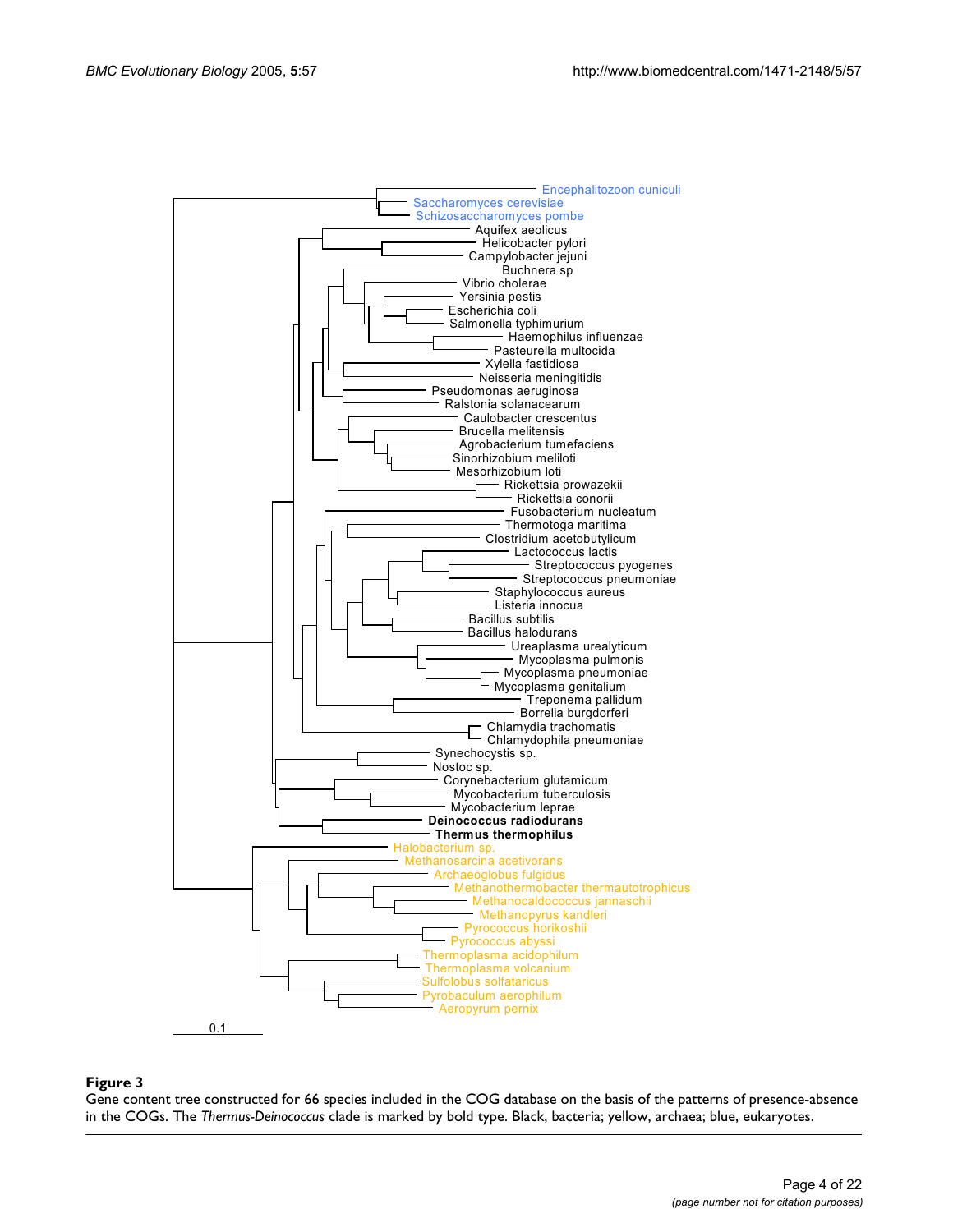**Figure 3**

Gene content tree constructed for 66 species included in the COG database on the basis of the patterns of presence-absence in the COGs. The *Thermus-Deinococcus* clade is marked by bold type. Black, bacteria; yellow, archaea; blue, eukaryotes.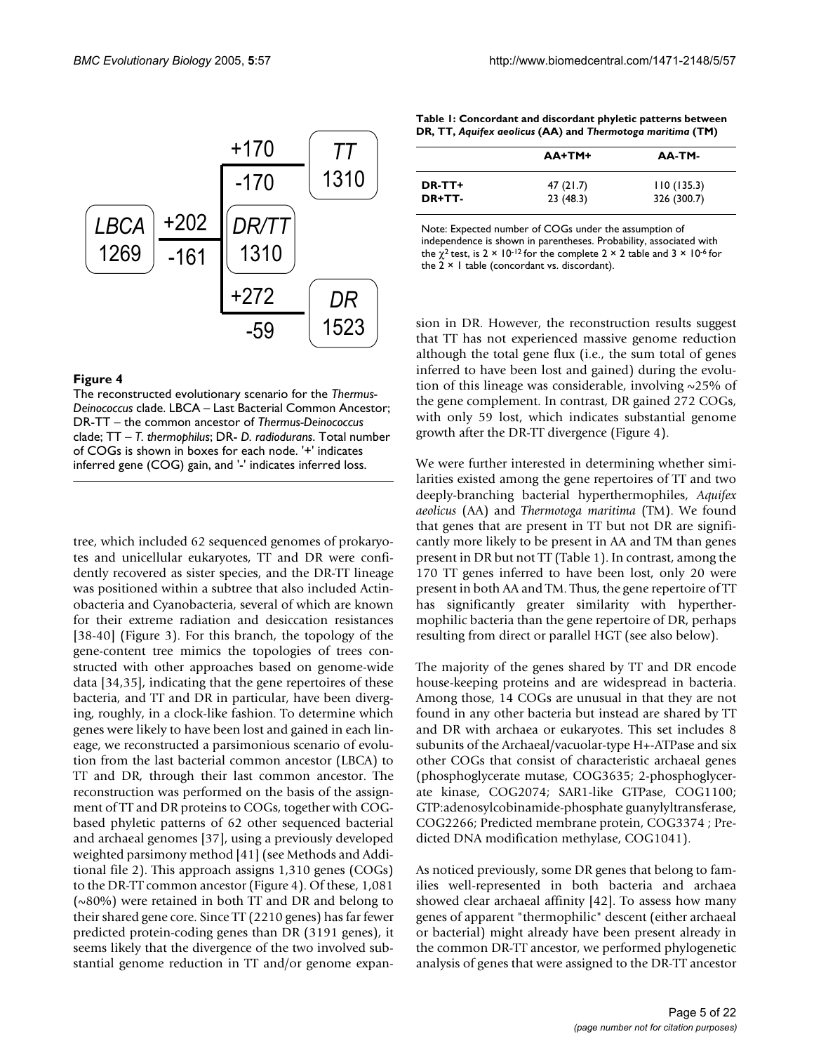+170 TT 1310
-170
LBCA 1269 +202 -161 DR/TT 1310
+272 DR 1523
-59

**Figure 4**

The reconstructed evolutionary scenario for the *Thermus-Deinococcus* clade. LBCA – Last Bacterial Common Ancestor; DR-TT – the common ancestor of *Thermus-Deinococcus* clade; TT – *T. thermophilus*; DR- *D. radiodurans*. Total number of COGs is shown in boxes for each node. '+' indicates inferred gene (COG) gain, and '-' indicates inferred loss.

tree, which included 62 sequenced genomes of prokaryotes and unicellular eukaryotes, TT and DR were confidently recovered as sister species, and the DR-TT lineage was positioned within a subtree that also included Actinobacteria and Cyanobacteria, several of which are known for their extreme radiation and desiccation resistances [38-40] (Figure 3). For this branch, the topology of the gene-content tree mimics the topologies of trees constructed with other approaches based on genome-wide data [34,35], indicating that the gene repertoires of these bacteria, and TT and DR in particular, have been diverging, roughly, in a clock-like fashion. To determine which genes were likely to have been lost and gained in each lineage, we reconstructed a parsimonious scenario of evolution from the last bacterial common ancestor (LBCA) to TT and DR, through their last common ancestor. The reconstruction was performed on the basis of the assignment of TT and DR proteins to COGs, together with COG-based phyletic patterns of 62 other sequenced bacterial and archaeal genomes [37], using a previously developed weighted parsimony method [41] (see Methods and Additional file 2). This approach assigns 1,310 genes (COGs) to the DR-TT common ancestor (Figure 4). Of these, 1,081 (~80%) were retained in both TT and DR and belong to their shared gene core. Since TT (2210 genes) has far fewer predicted protein-coding genes than DR (3191 genes), it seems likely that the divergence of the two involved substantial genome reduction in TT and/or genome expansion in DR. However, the reconstruction results suggest that TT has not experienced massive genome reduction although the total gene flux (i.e., the sum total of genes inferred to have been lost and gained) during the evolution of this lineage was considerable, involving ~25% of the gene complement. In contrast, DR gained 272 COGs, with only 59 lost, which indicates substantial genome growth after the DR-TT divergence (Figure 4).

**Table 1: Concordant and discordant phyletic patterns between DR, TT, *Aquifex aeolicus* (AA) and *Thermotoga maritima* (TM)**

| | AA+TM+ | AA-TM- |
|---|---|---|
| DR-TT+ | 47 (21.7) | 110 (135.3) |
| DR+TT- | 23 (48.3) | 326 (300.7) |

Note: Expected number of COGs under the assumption of independence is shown in parentheses. Probability, associated with the $\chi^2$ test, is $2 \times 10^{-12}$ for the complete $2 \times 2$ table and $3 \times 10^{-6}$ for the $2 \times 1$ table (concordant vs. discordant).

We were further interested in determining whether similarities existed among the gene repertoires of TT and two deeply-branching bacterial hyperthermophiles, *Aquifex aeolicus* (AA) and *Thermotoga maritima* (TM). We found that genes that are present in TT but not DR are significantly more likely to be present in AA and TM than genes present in DR but not TT (Table 1). In contrast, among the 170 TT genes inferred to have been lost, only 20 were present in both AA and TM. Thus, the gene repertoire of TT has significantly greater similarity with hyperthermophilic bacteria than the gene repertoire of DR, perhaps resulting from direct or parallel HGT (see also below).

The majority of the genes shared by TT and DR encode house-keeping proteins and are widespread in bacteria. Among those, 14 COGs are unusual in that they are not found in any other bacteria but instead are shared by TT and DR with archaea or eukaryotes. This set includes 8 subunits of the Archaeal/vacuolar-type H+-ATPase and six other COGs that consist of characteristic archaeal genes (phosphoglycerate mutase, COG3635; 2-phosphoglycerate kinase, COG2074; SAR1-like GTPase, COG1100; GTP:adenosylcobinamide-phosphate guanylyltransferase, COG2266; Predicted membrane protein, COG3374 ; Predicted DNA modification methylase, COG1041).

As noticed previously, some DR genes that belong to families well-represented in both bacteria and archaea showed clear archaeal affinity [42]. To assess how many genes of apparent "thermophilic" descent (either archaeal or bacterial) might already have been present already in the common DR-TT ancestor, we performed phylogenetic analysis of genes that were assigned to the DR-TT ancestor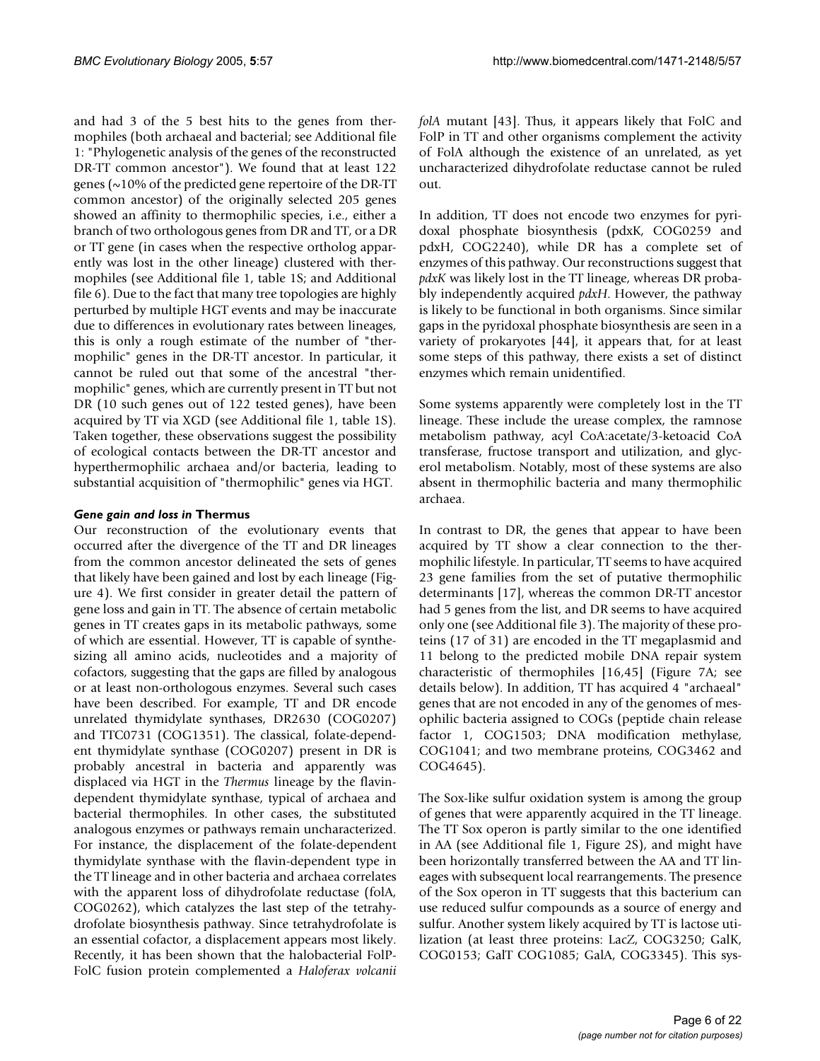and had 3 of the 5 best hits to the genes from thermophiles (both archaeal and bacterial; see Additional file 1: "Phylogenetic analysis of the genes of the reconstructed DR-TT common ancestor"). We found that at least 122 genes (~10% of the predicted gene repertoire of the DR-TT common ancestor) of the originally selected 205 genes showed an affinity to thermophilic species, i.e., either a branch of two orthologous genes from DR and TT, or a DR or TT gene (in cases when the respective ortholog apparently was lost in the other lineage) clustered with thermophiles (see Additional file 1, table 1S; and Additional file 6). Due to the fact that many tree topologies are highly perturbed by multiple HGT events and may be inaccurate due to differences in evolutionary rates between lineages, this is only a rough estimate of the number of "thermophilic" genes in the DR-TT ancestor. In particular, it cannot be ruled out that some of the ancestral "thermophilic" genes, which are currently present in TT but not DR (10 such genes out of 122 tested genes), have been acquired by TT via XGD (see Additional file 1, table 1S). Taken together, these observations suggest the possibility of ecological contacts between the DR-TT ancestor and hyperthermophilic archaea and/or bacteria, leading to substantial acquisition of "thermophilic" genes via HGT.

### *Gene gain and loss in* Thermus

Our reconstruction of the evolutionary events that occurred after the divergence of the TT and DR lineages from the common ancestor delineated the sets of genes that likely have been gained and lost by each lineage (Figure 4). We first consider in greater detail the pattern of gene loss and gain in TT. The absence of certain metabolic genes in TT creates gaps in its metabolic pathways, some of which are essential. However, TT is capable of synthesizing all amino acids, nucleotides and a majority of cofactors, suggesting that the gaps are filled by analogous or at least non-orthologous enzymes. Several such cases have been described. For example, TT and DR encode unrelated thymidylate synthases, DR2630 (COG0207) and TTC0731 (COG1351). The classical, folate-dependent thymidylate synthase (COG0207) present in DR is probably ancestral in bacteria and apparently was displaced via HGT in the *Thermus* lineage by the flavin-dependent thymidylate synthase, typical of archaea and bacterial thermophiles. In other cases, the substituted analogous enzymes or pathways remain uncharacterized. For instance, the displacement of the folate-dependent thymidylate synthase with the flavin-dependent type in the TT lineage and in other bacteria and archaea correlates with the apparent loss of dihydrofolate reductase (folA, COG0262), which catalyzes the last step of the tetrahydrofolate biosynthesis pathway. Since tetrahydrofolate is an essential cofactor, a displacement appears most likely. Recently, it has been shown that the halobacterial FolP-FolC fusion protein complemented a *Haloferax volcanii folA* mutant [43]. Thus, it appears likely that FolC and FolP in TT and other organisms complement the activity of FolA although the existence of an unrelated, as yet uncharacterized dihydrofolate reductase cannot be ruled out.

In addition, TT does not encode two enzymes for pyridoxal phosphate biosynthesis (pdxK, COG0259 and pdxH, COG2240), while DR has a complete set of enzymes of this pathway. Our reconstructions suggest that *pdxK* was likely lost in the TT lineage, whereas DR probably independently acquired *pdxH*. However, the pathway is likely to be functional in both organisms. Since similar gaps in the pyridoxal phosphate biosynthesis are seen in a variety of prokaryotes [44], it appears that, for at least some steps of this pathway, there exists a set of distinct enzymes which remain unidentified.

Some systems apparently were completely lost in the TT lineage. These include the urease complex, the ramnose metabolism pathway, acyl CoA:acetate/3-ketoacid CoA transferase, fructose transport and utilization, and glycerol metabolism. Notably, most of these systems are also absent in thermophilic bacteria and many thermophilic archaea.

In contrast to DR, the genes that appear to have been acquired by TT show a clear connection to the thermophilic lifestyle. In particular, TT seems to have acquired 23 gene families from the set of putative thermophilic determinants [17], whereas the common DR-TT ancestor had 5 genes from the list, and DR seems to have acquired only one (see Additional file 3). The majority of these proteins (17 of 31) are encoded in the TT megaplasmid and 11 belong to the predicted mobile DNA repair system characteristic of thermophiles [16,45] (Figure 7A; see details below). In addition, TT has acquired 4 "archaeal" genes that are not encoded in any of the genomes of mesophilic bacteria assigned to COGs (peptide chain release factor 1, COG1503; DNA modification methylase, COG1041; and two membrane proteins, COG3462 and COG4645).

The Sox-like sulfur oxidation system is among the group of genes that were apparently acquired in the TT lineage. The TT Sox operon is partly similar to the one identified in AA (see Additional file 1, Figure 2S), and might have been horizontally transferred between the AA and TT lineages with subsequent local rearrangements. The presence of the Sox operon in TT suggests that this bacterium can use reduced sulfur compounds as a source of energy and sulfur. Another system likely acquired by TT is lactose utilization (at least three proteins: LacZ, COG3250; GalK, COG0153; GalT COG1085; GalA, COG3345). This sys-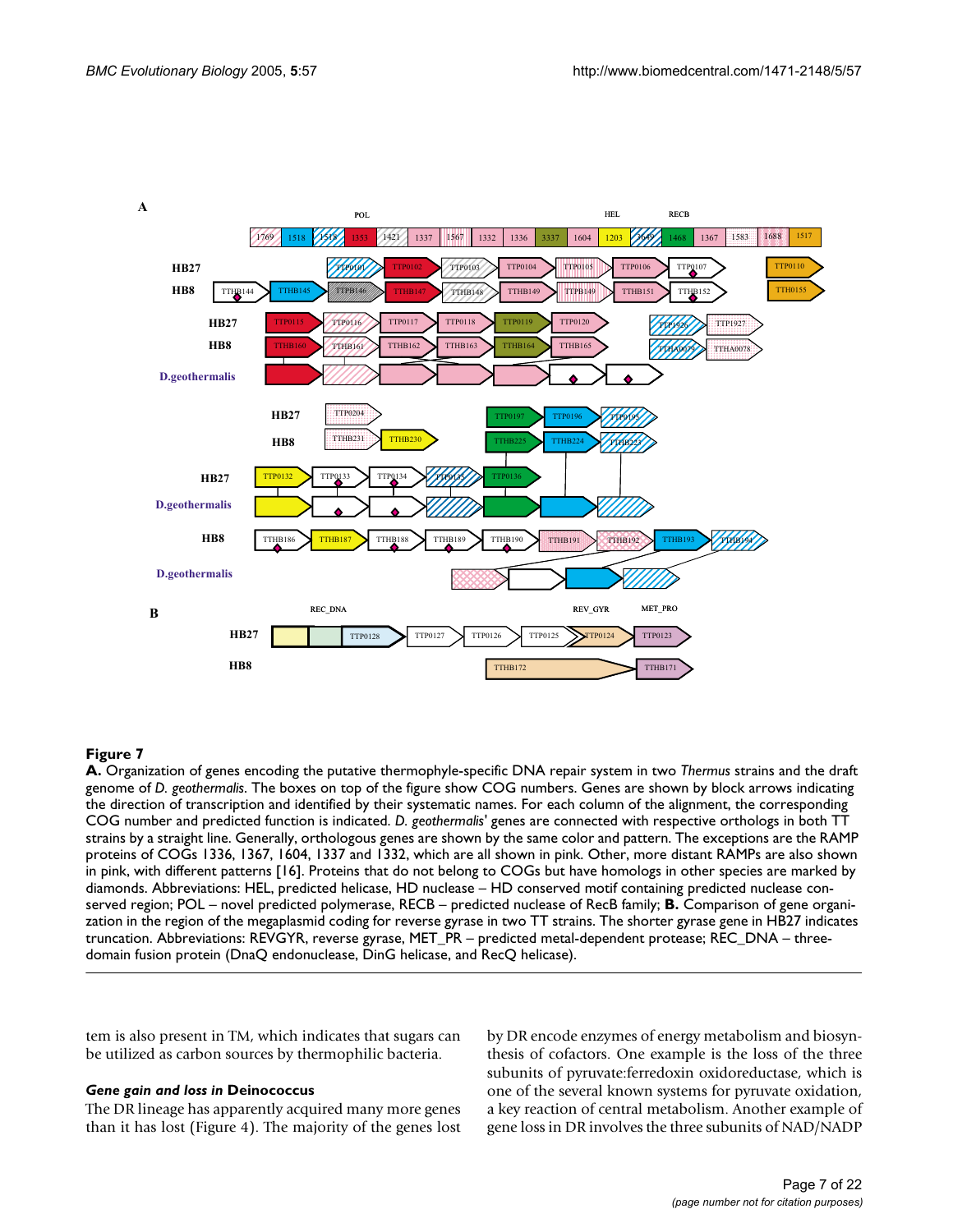**Figure 7**

**A.** Organization of genes encoding the putative thermophyle-specific DNA repair system in two *Thermus* strains and the draft genome of *D. geothermalis*. The boxes on top of the figure show COG numbers. Genes are shown by block arrows indicating the direction of transcription and identified by their systematic names. For each column of the alignment, the corresponding COG number and predicted function is indicated. *D. geothermalis*' genes are connected with respective orthologs in both TT strains by a straight line. Generally, orthologous genes are shown by the same color and pattern. The exceptions are the RAMP proteins of COGs 1336, 1367, 1604, 1337 and 1332, which are all shown in pink. Other, more distant RAMPs are also shown in pink, with different patterns [16]. Proteins that do not belong to COGs but have homologs in other species are marked by diamonds. Abbreviations: HEL, predicted helicase, HD nuclease – HD conserved motif containing predicted nuclease conserved region; POL – novel predicted polymerase, RECB – predicted nuclease of RecB family; **B.** Comparison of gene organization in the region of the megaplasmid coding for reverse gyrase in two TT strains. The shorter gyrase gene in HB27 indicates truncation. Abbreviations: REVGYR, reverse gyrase, MET_PR – predicted metal-dependent protease; REC_DNA – three-domain fusion protein (DnaQ endonuclease, DinG helicase, and RecQ helicase).

tem is also present in TM, which indicates that sugars can be utilized as carbon sources by thermophilic bacteria.

### *Gene gain and loss in* Deinococcus

The DR lineage has apparently acquired many more genes than it has lost (Figure 4). The majority of the genes lost by DR encode enzymes of energy metabolism and biosynthesis of cofactors. One example is the loss of the three subunits of pyruvate:ferredoxin oxidoreductase, which is one of the several known systems for pyruvate oxidation, a key reaction of central metabolism. Another example of gene loss in DR involves the three subunits of NAD/NADP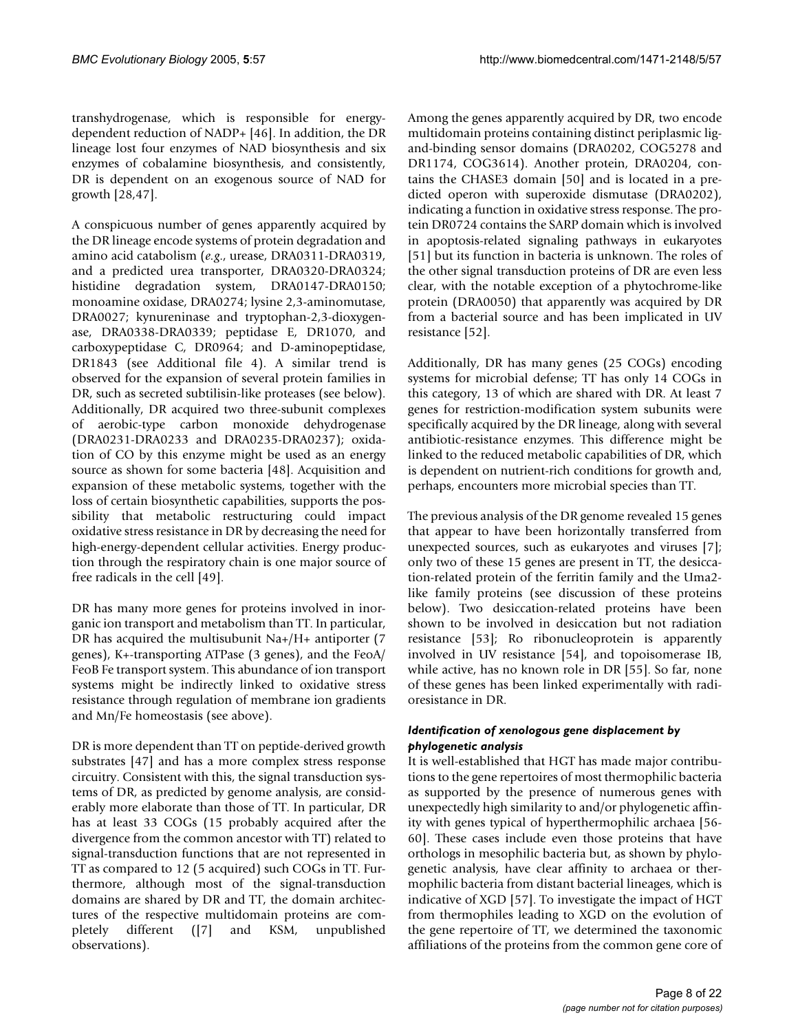transhydrogenase, which is responsible for energy-dependent reduction of NADP+ [46]. In addition, the DR lineage lost four enzymes of NAD biosynthesis and six enzymes of cobalamine biosynthesis, and consistently, DR is dependent on an exogenous source of NAD for growth [28,47].

A conspicuous number of genes apparently acquired by the DR lineage encode systems of protein degradation and amino acid catabolism (*e.g.*, urease, DRA0311-DRA0319, and a predicted urea transporter, DRA0320-DRA0324; histidine degradation system, DRA0147-DRA0150; monoamine oxidase, DRA0274; lysine 2,3-aminomutase, DRA0027; kynureninase and tryptophan-2,3-dioxygenase, DRA0338-DRA0339; peptidase E, DR1070, and carboxypeptidase C, DR0964; and D-aminopeptidase, DR1843 (see Additional file 4). A similar trend is observed for the expansion of several protein families in DR, such as secreted subtilisin-like proteases (see below). Additionally, DR acquired two three-subunit complexes of aerobic-type carbon monoxide dehydrogenase (DRA0231-DRA0233 and DRA0235-DRA0237); oxidation of CO by this enzyme might be used as an energy source as shown for some bacteria [48]. Acquisition and expansion of these metabolic systems, together with the loss of certain biosynthetic capabilities, supports the possibility that metabolic restructuring could impact oxidative stress resistance in DR by decreasing the need for high-energy-dependent cellular activities. Energy production through the respiratory chain is one major source of free radicals in the cell [49].

DR has many more genes for proteins involved in inorganic ion transport and metabolism than TT. In particular, DR has acquired the multisubunit $Na^+/H^+$ antiporter (7 genes), $K^+$-transporting ATPase (3 genes), and the FeoA/FeoB Fe transport system. This abundance of ion transport systems might be indirectly linked to oxidative stress resistance through regulation of membrane ion gradients and Mn/Fe homeostasis (see above).

DR is more dependent than TT on peptide-derived growth substrates [47] and has a more complex stress response circuitry. Consistent with this, the signal transduction systems of DR, as predicted by genome analysis, are considerably more elaborate than those of TT. In particular, DR has at least 33 COGs (15 probably acquired after the divergence from the common ancestor with TT) related to signal-transduction functions that are not represented in TT as compared to 12 (5 acquired) such COGs in TT. Furthermore, although most of the signal-transduction domains are shared by DR and TT, the domain architectures of the respective multidomain proteins are completely different ([7] and KSM, unpublished observations).

Among the genes apparently acquired by DR, two encode multidomain proteins containing distinct periplasmic ligand-binding sensor domains (DRA0202, COG5278 and DR1174, COG3614). Another protein, DRA0204, contains the CHASE3 domain [50] and is located in a predicted operon with superoxide dismutase (DRA0202), indicating a function in oxidative stress response. The protein DR0724 contains the SARP domain which is involved in apoptosis-related signaling pathways in eukaryotes [51] but its function in bacteria is unknown. The roles of the other signal transduction proteins of DR are even less clear, with the notable exception of a phytochrome-like protein (DRA0050) that apparently was acquired by DR from a bacterial source and has been implicated in UV resistance [52].

Additionally, DR has many genes (25 COGs) encoding systems for microbial defense; TT has only 14 COGs in this category, 13 of which are shared with DR. At least 7 genes for restriction-modification system subunits were specifically acquired by the DR lineage, along with several antibiotic-resistance enzymes. This difference might be linked to the reduced metabolic capabilities of DR, which is dependent on nutrient-rich conditions for growth and, perhaps, encounters more microbial species than TT.

The previous analysis of the DR genome revealed 15 genes that appear to have been horizontally transferred from unexpected sources, such as eukaryotes and viruses [7]; only two of these 15 genes are present in TT, the desiccation-related protein of the ferritin family and the Uma2-like family proteins (see discussion of these proteins below). Two desiccation-related proteins have been shown to be involved in desiccation but not radiation resistance [53]; Ro ribonucleoprotein is apparently involved in UV resistance [54], and topoisomerase IB, while active, has no known role in DR [55]. So far, none of these genes has been linked experimentally with radioresistance in DR.

### *Identification of xenologous gene displacement by phylogenetic analysis*

It is well-established that HGT has made major contributions to the gene repertoires of most thermophilic bacteria as supported by the presence of numerous genes with unexpectedly high similarity to and/or phylogenetic affinity with genes typical of hyperthermophilic archaea [56-60]. These cases include even those proteins that have orthologs in mesophilic bacteria but, as shown by phylogenetic analysis, have clear affinity to archaea or thermophilic bacteria from distant bacterial lineages, which is indicative of XGD [57]. To investigate the impact of HGT from thermophiles leading to XGD on the evolution of the gene repertoire of TT, we determined the taxonomic affiliations of the proteins from the common gene core of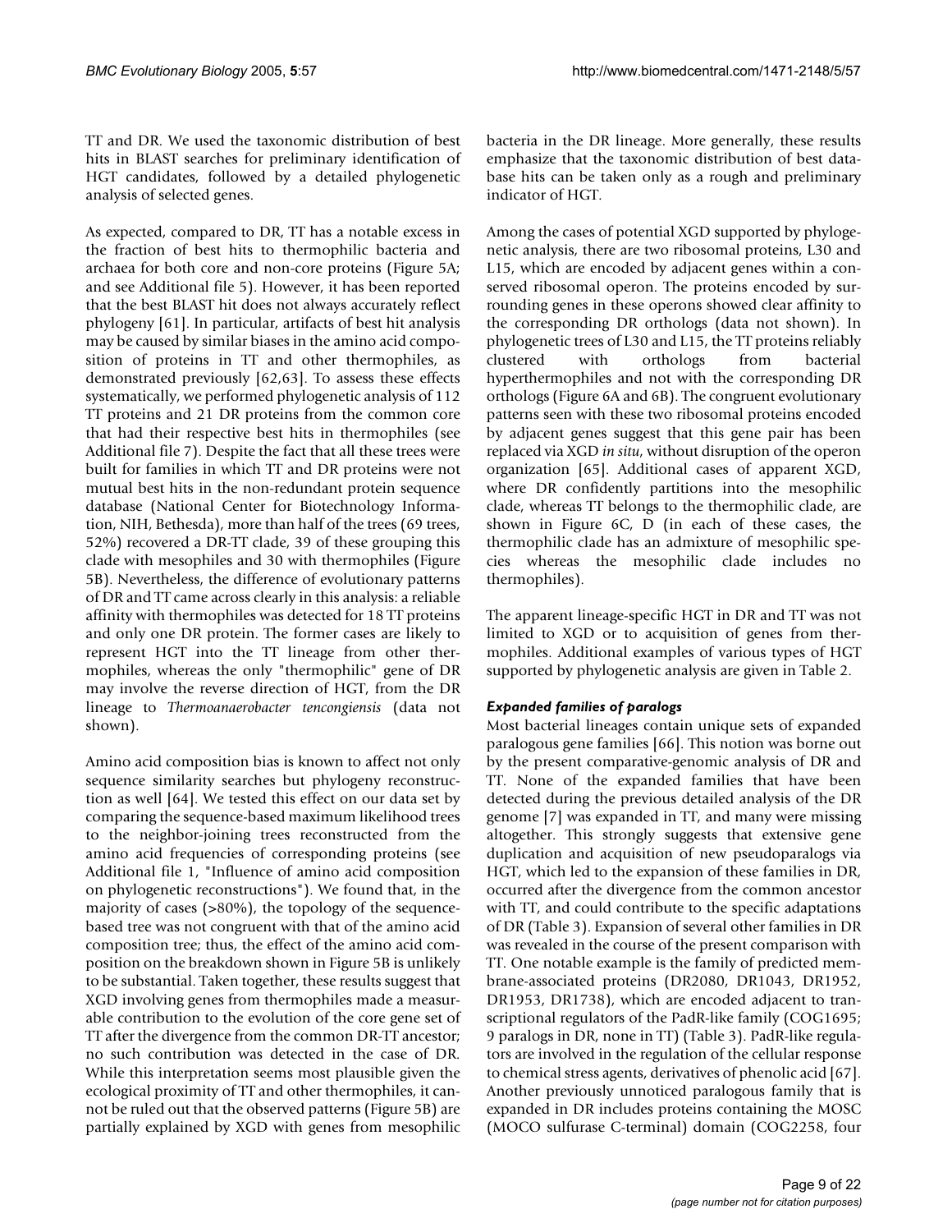TT and DR. We used the taxonomic distribution of best hits in BLAST searches for preliminary identification of HGT candidates, followed by a detailed phylogenetic analysis of selected genes.

As expected, compared to DR, TT has a notable excess in the fraction of best hits to thermophilic bacteria and archaea for both core and non-core proteins (Figure 5A; and see Additional file 5). However, it has been reported that the best BLAST hit does not always accurately reflect phylogeny [61]. In particular, artifacts of best hit analysis may be caused by similar biases in the amino acid composition of proteins in TT and other thermophiles, as demonstrated previously [62,63]. To assess these effects systematically, we performed phylogenetic analysis of 112 TT proteins and 21 DR proteins from the common core that had their respective best hits in thermophiles (see Additional file 7). Despite the fact that all these trees were built for families in which TT and DR proteins were not mutual best hits in the non-redundant protein sequence database (National Center for Biotechnology Information, NIH, Bethesda), more than half of the trees (69 trees, 52%) recovered a DR-TT clade, 39 of these grouping this clade with mesophiles and 30 with thermophiles (Figure 5B). Nevertheless, the difference of evolutionary patterns of DR and TT came across clearly in this analysis: a reliable affinity with thermophiles was detected for 18 TT proteins and only one DR protein. The former cases are likely to represent HGT into the TT lineage from other thermophiles, whereas the only "thermophilic" gene of DR may involve the reverse direction of HGT, from the DR lineage to *Thermoanaerobacter tencongiensis* (data not shown).

Amino acid composition bias is known to affect not only sequence similarity searches but phylogeny reconstruction as well [64]. We tested this effect on our data set by comparing the sequence-based maximum likelihood trees to the neighbor-joining trees reconstructed from the amino acid frequencies of corresponding proteins (see Additional file 1, "Influence of amino acid composition on phylogenetic reconstructions"). We found that, in the majority of cases (>80%), the topology of the sequence-based tree was not congruent with that of the amino acid composition tree; thus, the effect of the amino acid composition on the breakdown shown in Figure 5B is unlikely to be substantial. Taken together, these results suggest that XGD involving genes from thermophiles made a measurable contribution to the evolution of the core gene set of TT after the divergence from the common DR-TT ancestor; no such contribution was detected in the case of DR. While this interpretation seems most plausible given the ecological proximity of TT and other thermophiles, it cannot be ruled out that the observed patterns (Figure 5B) are partially explained by XGD with genes from mesophilic bacteria in the DR lineage. More generally, these results emphasize that the taxonomic distribution of best database hits can be taken only as a rough and preliminary indicator of HGT.

Among the cases of potential XGD supported by phylogenetic analysis, there are two ribosomal proteins, L30 and L15, which are encoded by adjacent genes within a conserved ribosomal operon. The proteins encoded by surrounding genes in these operons showed clear affinity to the corresponding DR orthologs (data not shown). In phylogenetic trees of L30 and L15, the TT proteins reliably clustered with orthologs from bacterial hyperthermophiles and not with the corresponding DR orthologs (Figure 6A and 6B). The congruent evolutionary patterns seen with these two ribosomal proteins encoded by adjacent genes suggest that this gene pair has been replaced via XGD *in situ*, without disruption of the operon organization [65]. Additional cases of apparent XGD, where DR confidently partitions into the mesophilic clade, whereas TT belongs to the thermophilic clade, are shown in Figure 6C, D (in each of these cases, the thermophilic clade has an admixture of mesophilic species whereas the mesophilic clade includes no thermophiles).

The apparent lineage-specific HGT in DR and TT was not limited to XGD or to acquisition of genes from thermophiles. Additional examples of various types of HGT supported by phylogenetic analysis are given in Table 2.

### *Expanded families of paralogs*

Most bacterial lineages contain unique sets of expanded paralogous gene families [66]. This notion was borne out by the present comparative-genomic analysis of DR and TT. None of the expanded families that have been detected during the previous detailed analysis of the DR genome [7] was expanded in TT, and many were missing altogether. This strongly suggests that extensive gene duplication and acquisition of new pseudoparalogs via HGT, which led to the expansion of these families in DR, occurred after the divergence from the common ancestor with TT, and could contribute to the specific adaptations of DR (Table 3). Expansion of several other families in DR was revealed in the course of the present comparison with TT. One notable example is the family of predicted membrane-associated proteins (DR2080, DR1043, DR1952, DR1953, DR1738), which are encoded adjacent to transcriptional regulators of the PadR-like family (COG1695; 9 paralogs in DR, none in TT) (Table 3). PadR-like regulators are involved in the regulation of the cellular response to chemical stress agents, derivatives of phenolic acid [67]. Another previously unnoticed paralogous family that is expanded in DR includes proteins containing the MOSC (MOCO sulfurase C-terminal) domain (COG2258, four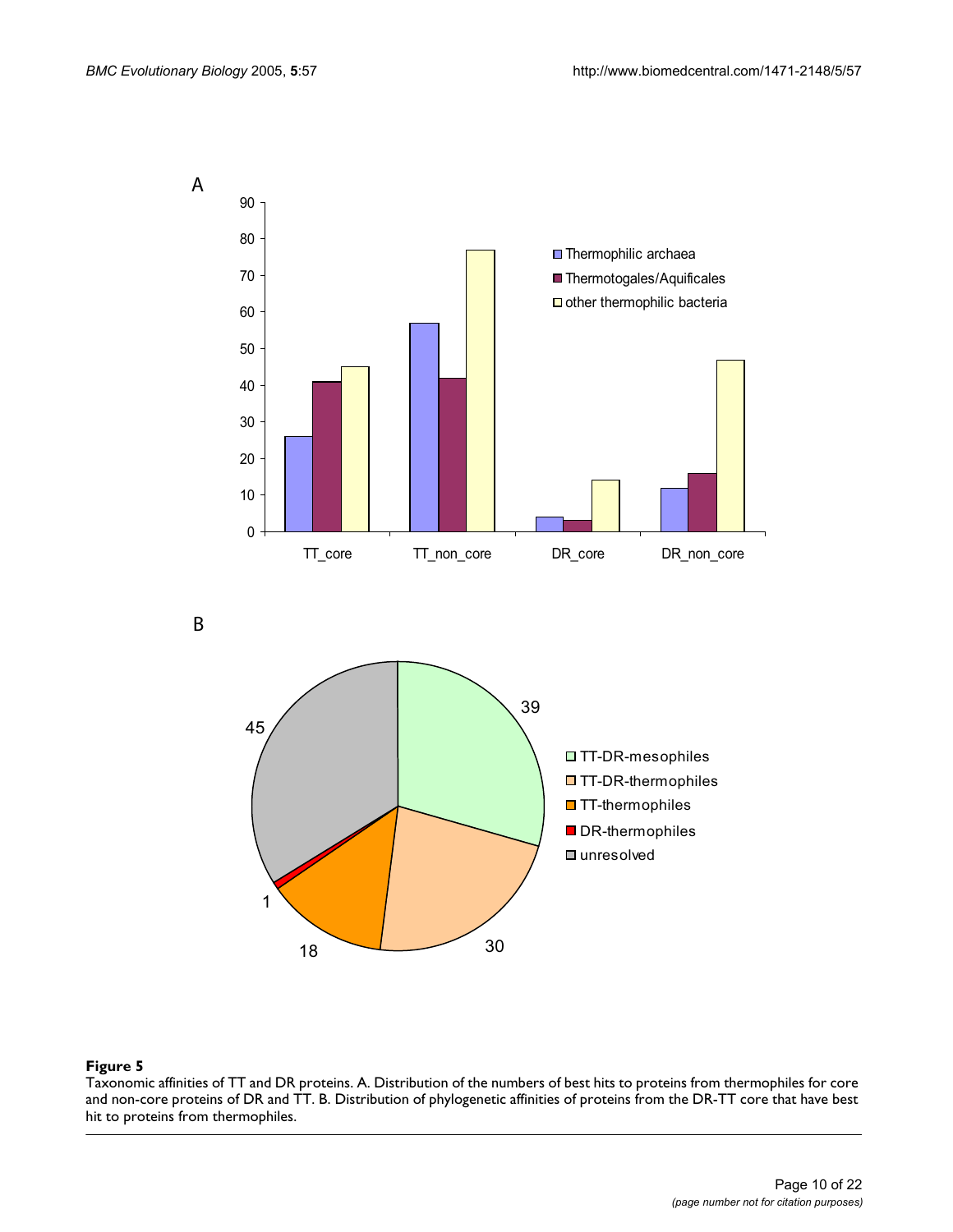**Figure 5**

Taxonomic affinities of TT and DR proteins. A. Distribution of the numbers of best hits to proteins from thermophiles for core and non-core proteins of DR and TT. B. Distribution of phylogenetic affinities of proteins from the DR-TT core that have best hit to proteins from thermophiles.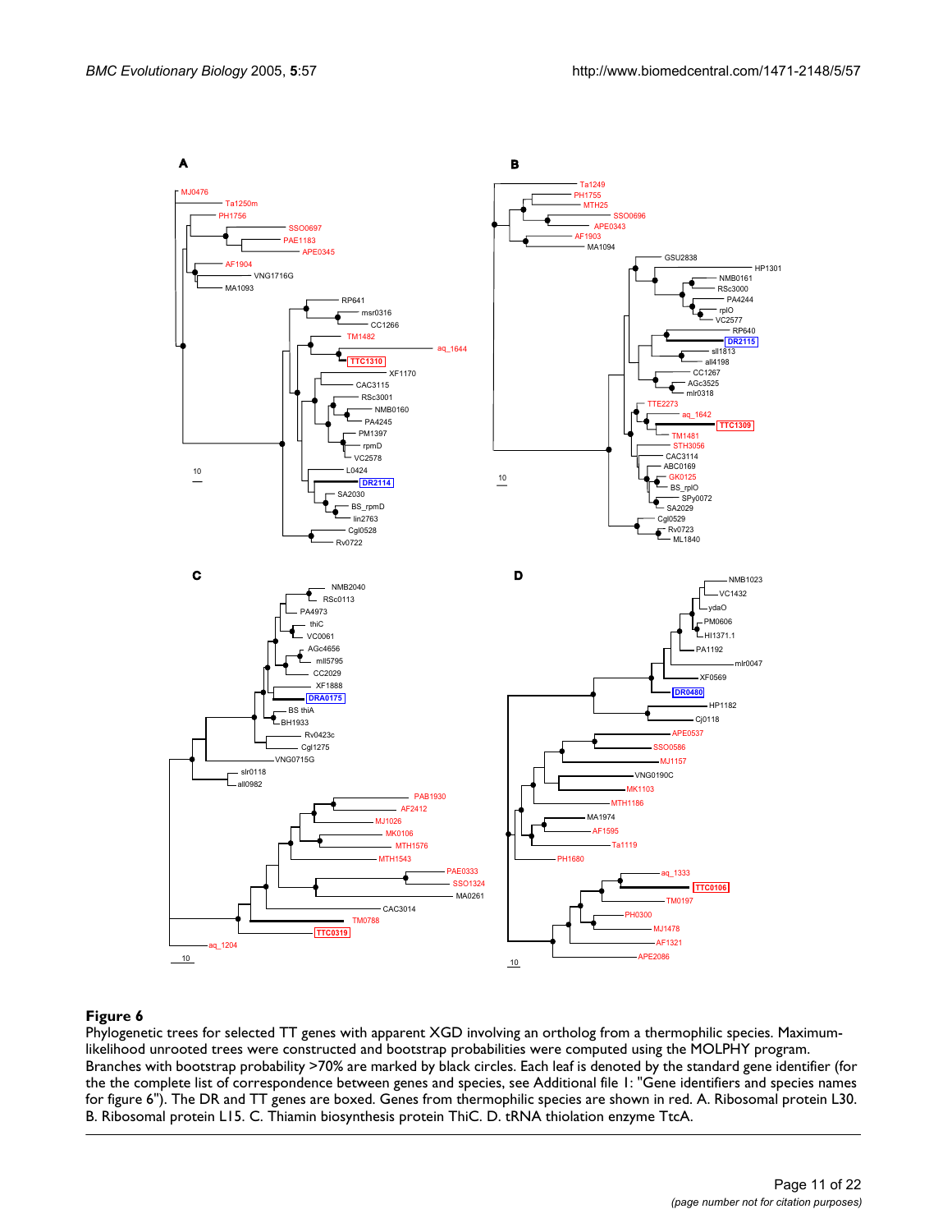**Figure 6**

Phylogenetic trees for selected TT genes with apparent XGD involving an ortholog from a thermophilic species. Maximum-likelihood unrooted trees were constructed and bootstrap probabilities were computed using the MOLPHY program. Branches with bootstrap probability >70% are marked by black circles. Each leaf is denoted by the standard gene identifier (for the the complete list of correspondence between genes and species, see Additional file 1: "Gene identifiers and species names for figure 6"). The DR and TT genes are boxed. Genes from thermophilic species are shown in red. A. Ribosomal protein L30. B. Ribosomal protein L15. C. Thiamin biosynthesis protein ThiC. D. tRNA thiolation enzyme TtcA.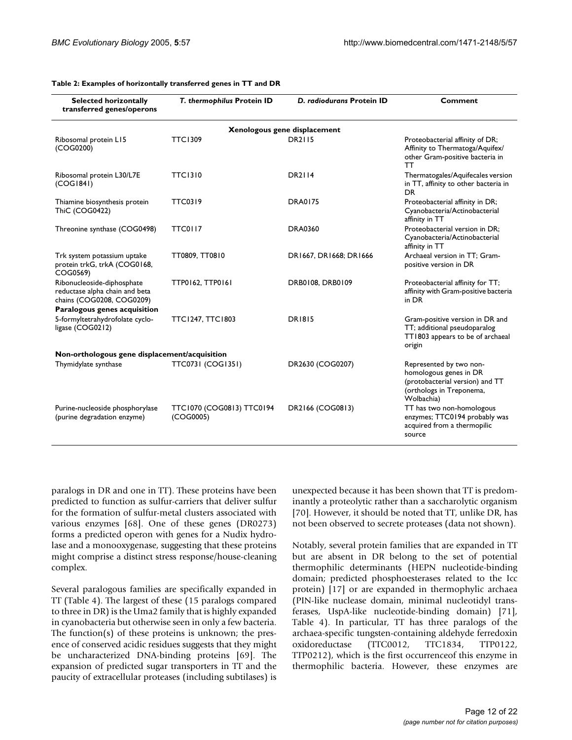**Table 2: Examples of horizontally transferred genes in TT and DR**

| Selected horizontally transferred genes/operons | *T. thermophilus* Protein ID | *D. radiodurans* Protein ID | Comment |
|---|---|---|---|
| **Xenologous gene displacement** | | | |
| Ribosomal protein L15 (COG0200) | TTC1309 | DR2115 | Proteobacterial affinity of DR; Affinity to Thermatoga/Aquifex/ other Gram-positive bacteria in TT |
| Ribosomal protein L30/L7E (COG1841) | TTC1310 | DR2114 | Thermatogales/Aquifecales version in TT, affinity to other bacteria in DR |
| Thiamine biosynthesis protein ThiC (COG0422) | TTC0319 | DRA0175 | Proteobacterial affinity in DR; Cyanobacteria/Actinobacterial affinity in TT |
| Threonine synthase (COG0498) | TTC0117 | DRA0360 | Proteobacterial version in DR; Cyanobacteria/Actinobacterial affinity in TT |
| Trk system potassium uptake protein trkG, trkA (COG0168, COG0569) | TT0809, TT0810 | DR1667, DR1668; DR1666 | Archaeal version in TT; Gram-positive version in DR |
| Ribonucleoside-diphosphate reductase alpha chain and beta chains (COG0208, COG0209) | TTP0162, TTP0161 | DRB0108, DRB0109 | Proteobacterial affinity for TT; affinity with Gram-positive bacteria in DR |
| **Paralogous genes acquisition** | | | |
| 5-formyltetrahydrofolate cyclo-ligase (COG0212) | TTC1247, TTC1803 | DR1815 | Gram-positive version in DR and TT; additional pseudoparalog TT1803 appears to be of archaeal origin |
| **Non-orthologous gene displacement/acquisition** | | | |
| Thymidylate synthase | TTC0731 (COG1351) | DR2630 (COG0207) | Represented by two non-homologous genes in DR (protobacterial version) and TT (orthologs in Treponema, Wolbachia) |
| Purine-nucleoside phosphorylase (purine degradation enzyme) | TTC1070 (COG0813) TTC0194 (COG0005) | DR2166 (COG0813) | TT has two non-homologous enzymes; TTC0194 probably was acquired from a thermopilic source |

paralogs in DR and one in TT). These proteins have been predicted to function as sulfur-carriers that deliver sulfur for the formation of sulfur-metal clusters associated with various enzymes [68]. One of these genes (DR0273) forms a predicted operon with genes for a Nudix hydrolase and a monooxygenase, suggesting that these proteins might comprise a distinct stress response/house-cleaning complex.

Several paralogous families are specifically expanded in TT (Table 4). The largest of these (15 paralogs compared to three in DR) is the Uma2 family that is highly expanded in cyanobacteria but otherwise seen in only a few bacteria. The function(s) of these proteins is unknown; the presence of conserved acidic residues suggests that they might be uncharacterized DNA-binding proteins [69]. The expansion of predicted sugar transporters in TT and the paucity of extracellular proteases (including subtilases) is unexpected because it has been shown that TT is predominantly a proteolytic rather than a saccharolytic organism [70]. However, it should be noted that TT, unlike DR, has not been observed to secrete proteases (data not shown).

Notably, several protein families that are expanded in TT but are absent in DR belong to the set of potential thermophilic determinants (HEPN nucleotide-binding domain; predicted phosphoesterases related to the Icc protein) [17] or are expanded in thermophylic archaea (PIN-like nuclease domain, minimal nucleotidyl transferases, UspA-like nucleotide-binding domain) [71], Table 4). In particular, TT has three paralogs of the archaea-specific tungsten-containing aldehyde ferredoxin oxidoreductase (TTC0012, TTC1834, TTP0122, TTP0212), which is the first occurrenceof this enzyme in thermophilic bacteria. However, these enzymes are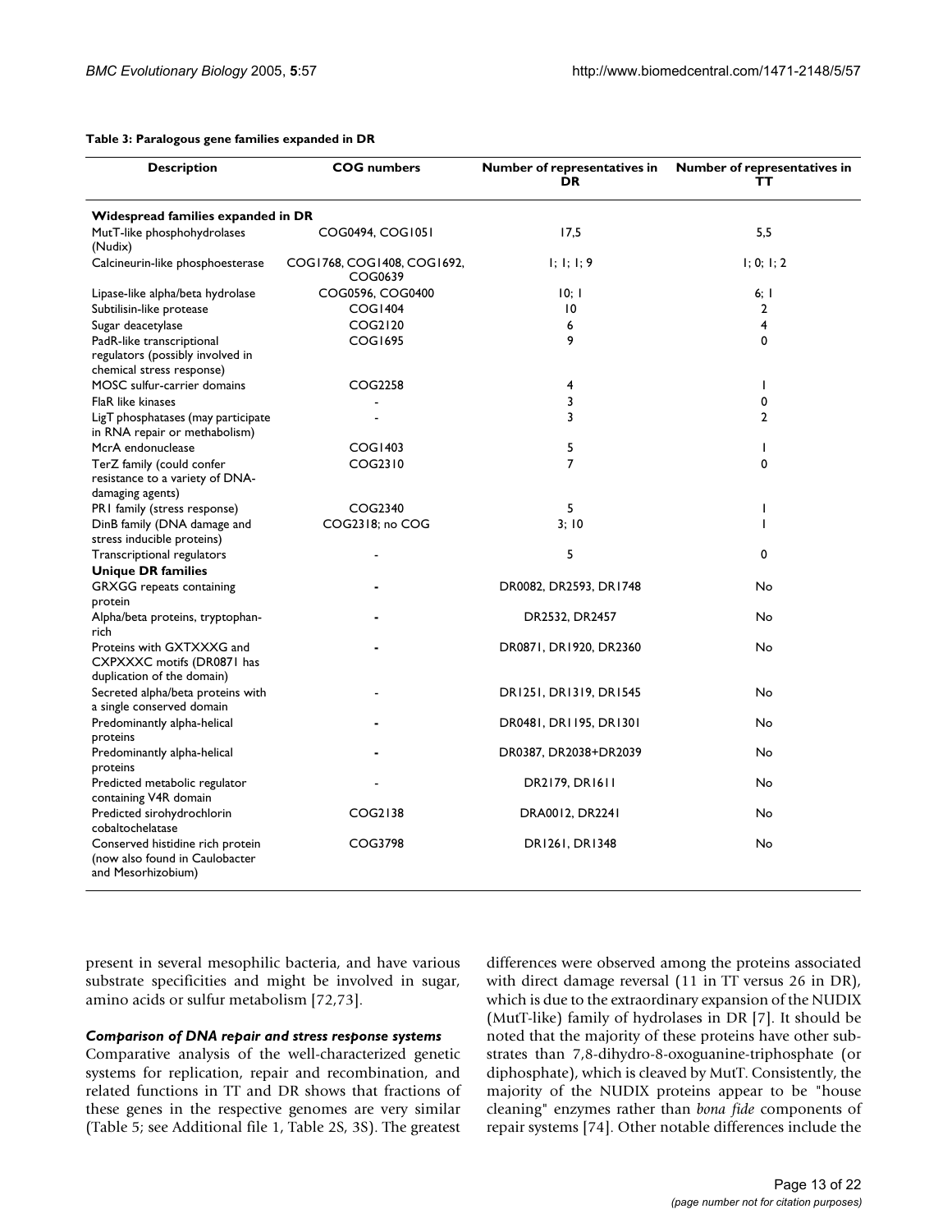**Table 3: Paralogous gene families expanded in DR**

| Description | COG numbers | Number of representatives in DR | Number of representatives in TT |
|---|---|---|---|
| **Widespread families expanded in DR** | | | |
| MutT-like phosphohydrolases (Nudix) | COG0494, COG1051 | 17,5 | 5,5 |
| Calcineurin-like phosphoesterase | COG1768, COG1408, COG1692, COG0639 | 1; 1; 1; 9 | 1; 0; 1; 2 |
| Lipase-like alpha/beta hydrolase | COG0596, COG0400 | 10; 1 | 6; 1 |
| Subtilisin-like protease | COG1404 | 10 | 2 |
| Sugar deacetylase | COG2120 | 6 | 4 |
| PadR-like transcriptional regulators (possibly involved in chemical stress response) | COG1695 | 9 | 0 |
| MOSC sulfur-carrier domains | COG2258 | 4 | 1 |
| FlaR like kinases | - | 3 | 0 |
| LigT phosphatases (may participate in RNA repair or methabolism) | - | 3 | 2 |
| McrA endonuclease | COG1403 | 5 | 1 |
| TerZ family (could confer resistance to a variety of DNA-damaging agents) | COG2310 | 7 | 0 |
| PR1 family (stress response) | COG2340 | 5 | 1 |
| DinB family (DNA damage and stress inducible proteins) | COG2318; no COG | 3; 10 | 1 |
| Transcriptional regulators | - | 5 | 0 |
| **Unique DR families** | | | |
| GRXGG repeats containing protein | - | DR0082, DR2593, DR1748 | No |
| Alpha/beta proteins, tryptophan-rich | - | DR2532, DR2457 | No |
| Proteins with GXTXXXG and CXPXXXC motifs (DR0871 has duplication of the domain) | - | DR0871, DR1920, DR2360 | No |
| Secreted alpha/beta proteins with a single conserved domain | - | DR1251, DR1319, DR1545 | No |
| Predominantly alpha-helical proteins | - | DR0481, DR1195, DR1301 | No |
| Predominantly alpha-helical proteins | - | DR0387, DR2038+DR2039 | No |
| Predicted metabolic regulator containing V4R domain | - | DR2179, DR1611 | No |
| Predicted sirohydrochlorin cobaltochelatase | COG2138 | DRA0012, DR2241 | No |
| Conserved histidine rich protein (now also found in Caulobacter and Mesorhizobium) | COG3798 | DR1261, DR1348 | No |

present in several mesophilic bacteria, and have various substrate specificities and might be involved in sugar, amino acids or sulfur metabolism [72,73].

### *Comparison of DNA repair and stress response systems*

Comparative analysis of the well-characterized genetic systems for replication, repair and recombination, and related functions in TT and DR shows that fractions of these genes in the respective genomes are very similar (Table 5; see Additional file 1, Table 2S, 3S). The greatest differences were observed among the proteins associated with direct damage reversal (11 in TT versus 26 in DR), which is due to the extraordinary expansion of the NUDIX (MutT-like) family of hydrolases in DR [7]. It should be noted that the majority of these proteins have other substrates than 7,8-dihydro-8-oxoguanine-triphosphate (or diphosphate), which is cleaved by MutT. Consistently, the majority of the NUDIX proteins appear to be "house cleaning" enzymes rather than *bona fide* components of repair systems [74]. Other notable differences include the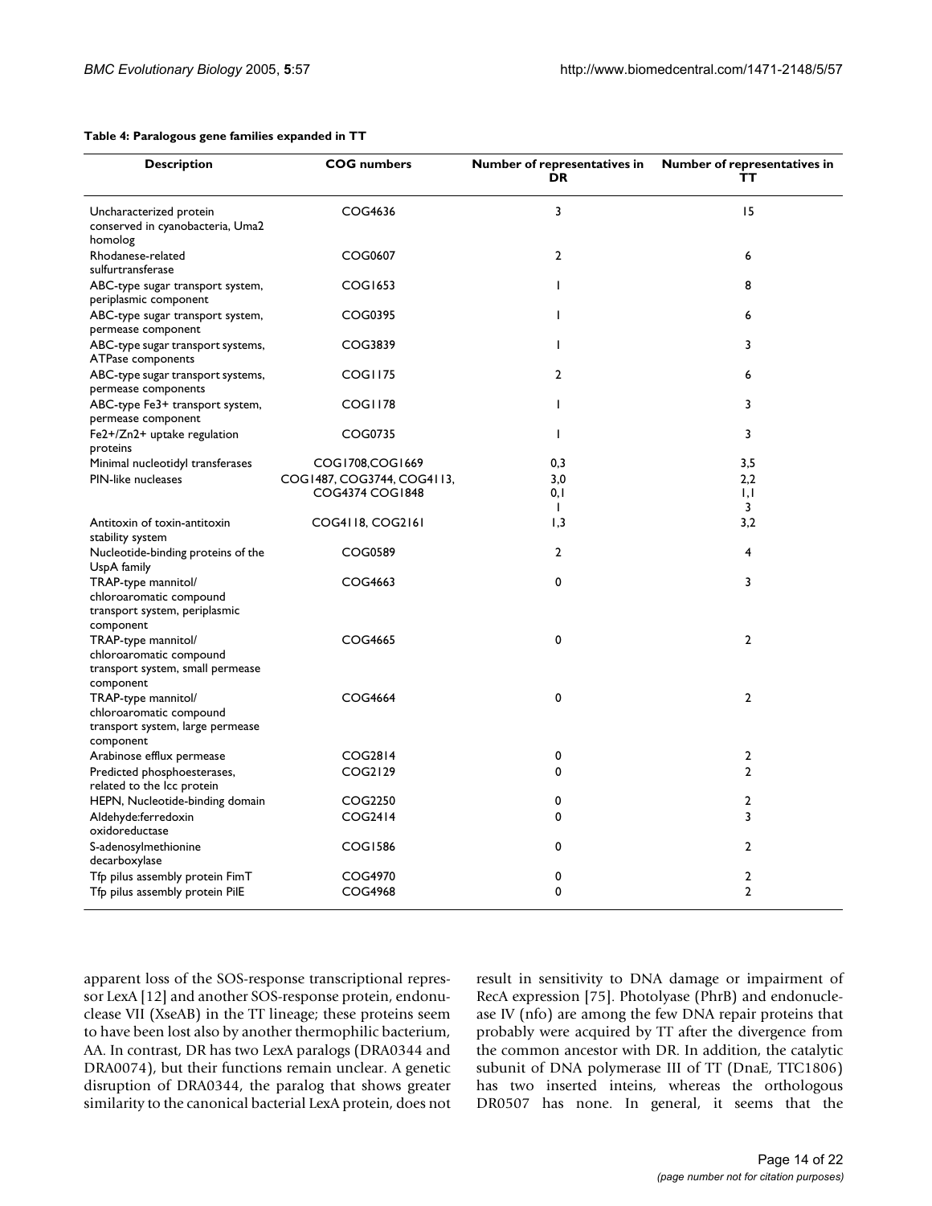**Table 4: Paralogous gene families expanded in TT**

| Description | COG numbers | Number of representatives in DR | Number of representatives in TT |
|---|---|---|---|
| Uncharacterized protein conserved in cyanobacteria, Uma2 homolog | COG4636 | 3 | 15 |
| Rhodanese-related sulfurtransferase | COG0607 | 2 | 6 |
| ABC-type sugar transport system, periplasmic component | COG1653 | 1 | 8 |
| ABC-type sugar transport system, permease component | COG0395 | 1 | 6 |
| ABC-type sugar transport systems, ATPase components | COG3839 | 1 | 3 |
| ABC-type sugar transport systems, permease components | COG1175 | 2 | 6 |
| ABC-type Fe3+ transport system, permease component | COG1178 | 1 | 3 |
| Fe2+/Zn2+ uptake regulation proteins | COG0735 | 1 | 3 |
| Minimal nucleotidyl transferases | COG1708,COG1669 | 0,3 | 3,5 |
| PIN-like nucleases | COG1487, COG3744, COG4113, COG4374 COG1848 | 3,0<br>0,1<br>1 | 2,2<br>1,1<br>3 |
| Antitoxin of toxin-antitoxin stability system | COG4118, COG2161 | 1,3 | 3,2 |
| Nucleotide-binding proteins of the UspA family | COG0589 | 2 | 4 |
| TRAP-type mannitol/ chloroaromatic compound transport system, periplasmic component | COG4663 | 0 | 3 |
| TRAP-type mannitol/ chloroaromatic compound transport system, small permease component | COG4665 | 0 | 2 |
| TRAP-type mannitol/ chloroaromatic compound transport system, large permease component | COG4664 | 0 | 2 |
| Arabinose efflux permease | COG2814 | 0 | 2 |
| Predicted phosphoesterases, related to the Icc protein | COG2129 | 0 | 2 |
| HEPN, Nucleotide-binding domain | COG2250 | 0 | 2 |
| Aldehyde:ferredoxin oxidoreductase | COG2414 | 0 | 3 |
| S-adenosylmethionine decarboxylase | COG1586 | 0 | 2 |
| Tfp pilus assembly protein FimT | COG4970 | 0 | 2 |
| Tfp pilus assembly protein PilE | COG4968 | 0 | 2 |

apparent loss of the SOS-response transcriptional repressor LexA [12] and another SOS-response protein, endonuclease VII (XseAB) in the TT lineage; these proteins seem to have been lost also by another thermophilic bacterium, AA. In contrast, DR has two LexA paralogs (DRA0344 and DRA0074), but their functions remain unclear. A genetic disruption of DRA0344, the paralog that shows greater similarity to the canonical bacterial LexA protein, does not result in sensitivity to DNA damage or impairment of RecA expression [75]. Photolyase (PhrB) and endonuclease IV (nfo) are among the few DNA repair proteins that probably were acquired by TT after the divergence from the common ancestor with DR. In addition, the catalytic subunit of DNA polymerase III of TT (DnaE, TTC1806) has two inserted inteins, whereas the orthologous DR0507 has none. In general, it seems that the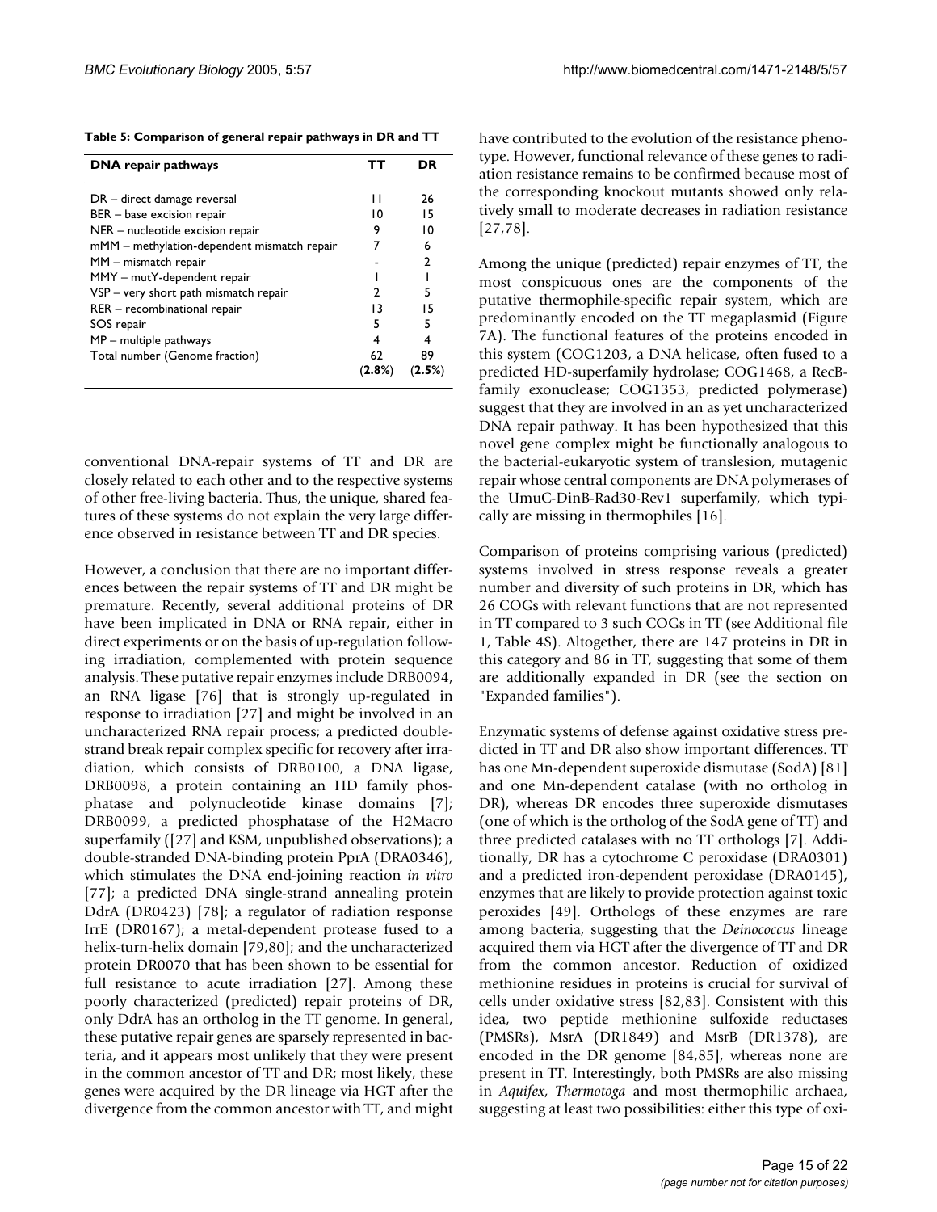**Table 5: Comparison of general repair pathways in DR and TT**

| DNA repair pathways | TT | DR |
|---|---|---|
| DR – direct damage reversal | 11 | 26 |
| BER – base excision repair | 10 | 15 |
| NER – nucleotide excision repair | 9 | 10 |
| mMM – methylation-dependent mismatch repair | 7 | 6 |
| MM – mismatch repair | - | 2 |
| MMY – mutY-dependent repair | 1 | 1 |
| VSP – very short path mismatch repair | 2 | 5 |
| RER – recombinational repair | 13 | 15 |
| SOS repair | 5 | 5 |
| MP – multiple pathways | 4 | 4 |
| Total number (Genome fraction) | 62 **(2.8%)** | 89 **(2.5%)** |

conventional DNA-repair systems of TT and DR are closely related to each other and to the respective systems of other free-living bacteria. Thus, the unique, shared features of these systems do not explain the very large difference observed in resistance between TT and DR species.

However, a conclusion that there are no important differences between the repair systems of TT and DR might be premature. Recently, several additional proteins of DR have been implicated in DNA or RNA repair, either in direct experiments or on the basis of up-regulation following irradiation, complemented with protein sequence analysis. These putative repair enzymes include DRB0094, an RNA ligase [76] that is strongly up-regulated in response to irradiation [27] and might be involved in an uncharacterized RNA repair process; a predicted double-strand break repair complex specific for recovery after irradiation, which consists of DRB0100, a DNA ligase, DRB0098, a protein containing an HD family phosphatase and polynucleotide kinase domains [7]; DRB0099, a predicted phosphatase of the H2Macro superfamily ([27] and KSM, unpublished observations); a double-stranded DNA-binding protein PprA (DRA0346), which stimulates the DNA end-joining reaction *in vitro* [77]; a predicted DNA single-strand annealing protein DdrA (DR0423) [78]; a regulator of radiation response IrrE (DR0167); a metal-dependent protease fused to a helix-turn-helix domain [79,80]; and the uncharacterized protein DR0070 that has been shown to be essential for full resistance to acute irradiation [27]. Among these poorly characterized (predicted) repair proteins of DR, only DdrA has an ortholog in the TT genome. In general, these putative repair genes are sparsely represented in bacteria, and it appears most unlikely that they were present in the common ancestor of TT and DR; most likely, these genes were acquired by the DR lineage via HGT after the divergence from the common ancestor with TT, and might have contributed to the evolution of the resistance phenotype. However, functional relevance of these genes to radiation resistance remains to be confirmed because most of the corresponding knockout mutants showed only relatively small to moderate decreases in radiation resistance [27,78].

Among the unique (predicted) repair enzymes of TT, the most conspicuous ones are the components of the putative thermophile-specific repair system, which are predominantly encoded on the TT megaplasmid (Figure 7A). The functional features of the proteins encoded in this system (COG1203, a DNA helicase, often fused to a predicted HD-superfamily hydrolase; COG1468, a RecB-family exonuclease; COG1353, predicted polymerase) suggest that they are involved in an as yet uncharacterized DNA repair pathway. It has been hypothesized that this novel gene complex might be functionally analogous to the bacterial-eukaryotic system of translesion, mutagenic repair whose central components are DNA polymerases of the UmuC-DinB-Rad30-Rev1 superfamily, which typically are missing in thermophiles [16].

Comparison of proteins comprising various (predicted) systems involved in stress response reveals a greater number and diversity of such proteins in DR, which has 26 COGs with relevant functions that are not represented in TT compared to 3 such COGs in TT (see Additional file 1, Table 4S). Altogether, there are 147 proteins in DR in this category and 86 in TT, suggesting that some of them are additionally expanded in DR (see the section on "Expanded families").

Enzymatic systems of defense against oxidative stress predicted in TT and DR also show important differences. TT has one Mn-dependent superoxide dismutase (SodA) [81] and one Mn-dependent catalase (with no ortholog in DR), whereas DR encodes three superoxide dismutases (one of which is the ortholog of the SodA gene of TT) and three predicted catalases with no TT orthologs [7]. Additionally, DR has a cytochrome C peroxidase (DRA0301) and a predicted iron-dependent peroxidase (DRA0145), enzymes that are likely to provide protection against toxic peroxides [49]. Orthologs of these enzymes are rare among bacteria, suggesting that the *Deinococcus* lineage acquired them via HGT after the divergence of TT and DR from the common ancestor. Reduction of oxidized methionine residues in proteins is crucial for survival of cells under oxidative stress [82,83]. Consistent with this idea, two peptide methionine sulfoxide reductases (PMSRs), MsrA (DR1849) and MsrB (DR1378), are encoded in the DR genome [84,85], whereas none are present in TT. Interestingly, both PMSRs are also missing in *Aquifex*, *Thermotoga* and most thermophilic archaea, suggesting at least two possibilities: either this type of oxi-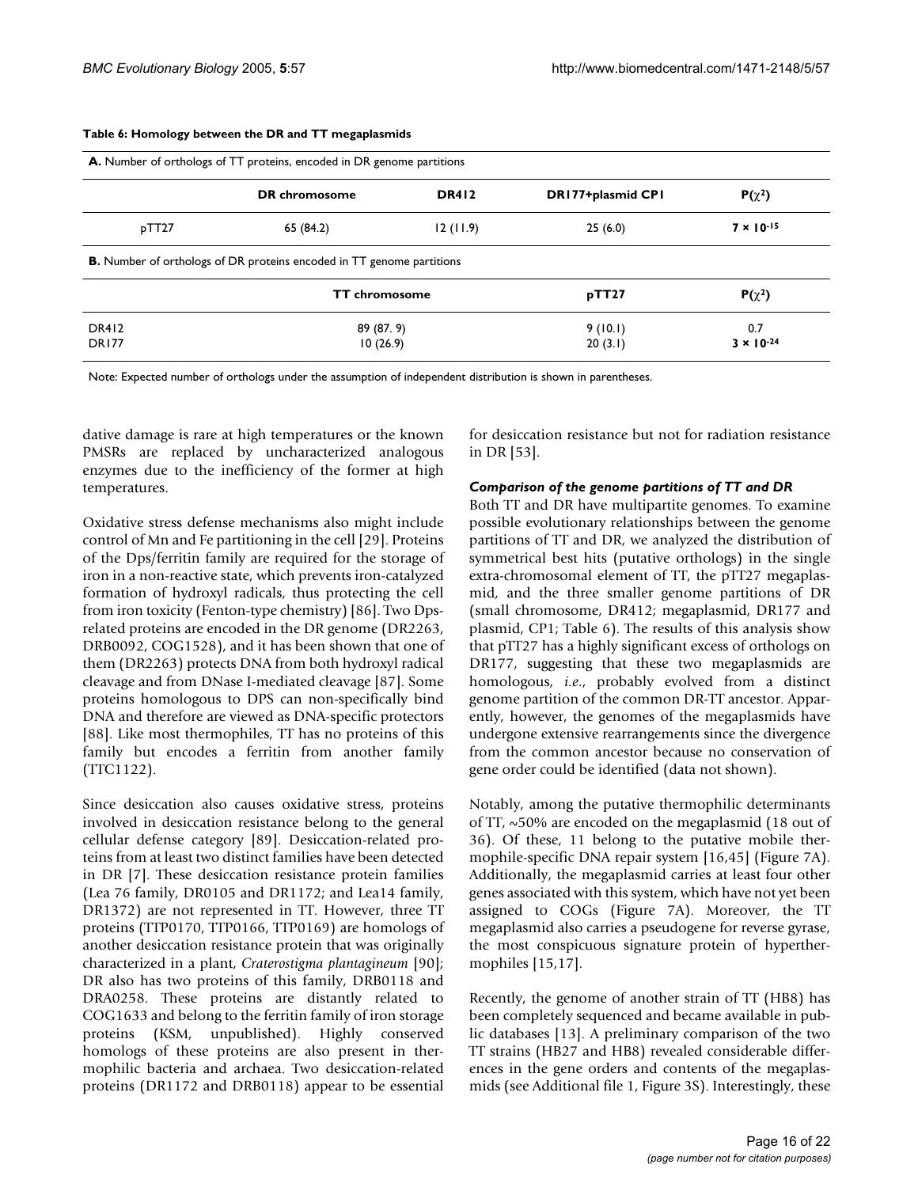**Table 6: Homology between the DR and TT megaplasmids**

**A.** Number of orthologs of TT proteins, encoded in DR genome partitions

| | DR chromosome | DR412 | DR177+plasmid CP1 | P($\chi^2$) |
|---|---|---|---|---|
| pTT27 | 65 (84.2) | 12 (11.9) | 25 (6.0) | **$7 \times 10^{-15}$** |

**B.** Number of orthologs of DR proteins encoded in TT genome partitions

| | TT chromosome | pTT27 | P($\chi^2$) |
|---|---|---|---|
| DR412 | 89 (87. 9) | 9 (10.1) | 0.7 |
| DR177 | 10 (26.9) | 20 (3.1) | **$3 \times 10^{-24}$** |

Note: Expected number of orthologs under the assumption of independent distribution is shown in parentheses.

dative damage is rare at high temperatures or the known PMSRs are replaced by uncharacterized analogous enzymes due to the inefficiency of the former at high temperatures.

Oxidative stress defense mechanisms also might include control of Mn and Fe partitioning in the cell [29]. Proteins of the Dps/ferritin family are required for the storage of iron in a non-reactive state, which prevents iron-catalyzed formation of hydroxyl radicals, thus protecting the cell from iron toxicity (Fenton-type chemistry) [86]. Two Dps-related proteins are encoded in the DR genome (DR2263, DRB0092, COG1528), and it has been shown that one of them (DR2263) protects DNA from both hydroxyl radical cleavage and from DNase I-mediated cleavage [87]. Some proteins homologous to DPS can non-specifically bind DNA and therefore are viewed as DNA-specific protectors [88]. Like most thermophiles, TT has no proteins of this family but encodes a ferritin from another family (TTC1122).

Since desiccation also causes oxidative stress, proteins involved in desiccation resistance belong to the general cellular defense category [89]. Desiccation-related proteins from at least two distinct families have been detected in DR [7]. These desiccation resistance protein families (Lea 76 family, DR0105 and DR1172; and Lea14 family, DR1372) are not represented in TT. However, three TT proteins (TTP0170, TTP0166, TTP0169) are homologs of another desiccation resistance protein that was originally characterized in a plant, *Craterostigma plantagineum* [90]; DR also has two proteins of this family, DRB0118 and DRA0258. These proteins are distantly related to COG1633 and belong to the ferritin family of iron storage proteins (KSM, unpublished). Highly conserved homologs of these proteins are also present in thermophilic bacteria and archaea. Two desiccation-related proteins (DR1172 and DRB0118) appear to be essential for desiccation resistance but not for radiation resistance in DR [53].

### *Comparison of the genome partitions of TT and DR*

Both TT and DR have multipartite genomes. To examine possible evolutionary relationships between the genome partitions of TT and DR, we analyzed the distribution of symmetrical best hits (putative orthologs) in the single extra-chromosomal element of TT, the pTT27 megaplasmid, and the three smaller genome partitions of DR (small chromosome, DR412; megaplasmid, DR177 and plasmid, CP1; Table 6). The results of this analysis show that pTT27 has a highly significant excess of orthologs on DR177, suggesting that these two megaplasmids are homologous, *i.e*., probably evolved from a distinct genome partition of the common DR-TT ancestor. Apparently, however, the genomes of the megaplasmids have undergone extensive rearrangements since the divergence from the common ancestor because no conservation of gene order could be identified (data not shown).

Notably, among the putative thermophilic determinants of TT, ~50% are encoded on the megaplasmid (18 out of 36). Of these, 11 belong to the putative mobile thermophile-specific DNA repair system [16,45] (Figure 7A). Additionally, the megaplasmid carries at least four other genes associated with this system, which have not yet been assigned to COGs (Figure 7A). Moreover, the TT megaplasmid also carries a pseudogene for reverse gyrase, the most conspicuous signature protein of hyperthermophiles [15,17].

Recently, the genome of another strain of TT (HB8) has been completely sequenced and became available in public databases [13]. A preliminary comparison of the two TT strains (HB27 and HB8) revealed considerable differences in the gene orders and contents of the megaplasmids (see Additional file 1, Figure 3S). Interestingly, these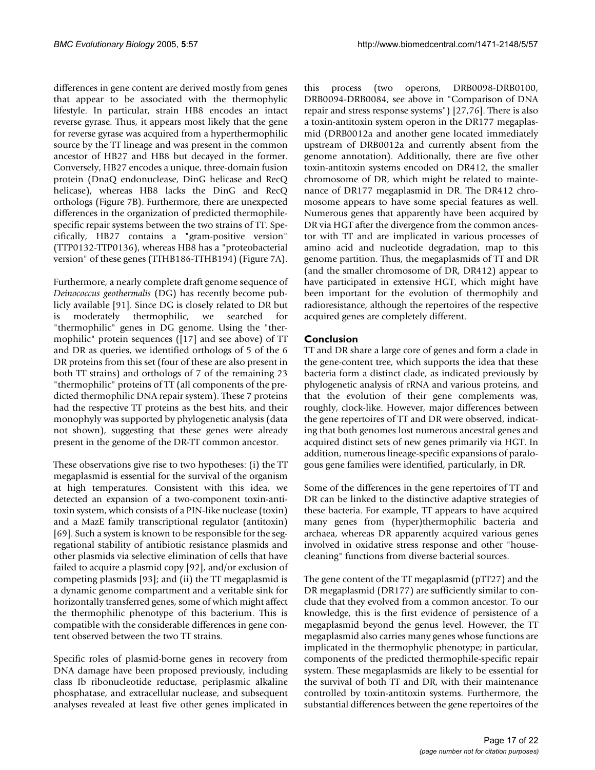differences in gene content are derived mostly from genes that appear to be associated with the thermophylic lifestyle. In particular, strain HB8 encodes an intact reverse gyrase. Thus, it appears most likely that the gene for reverse gyrase was acquired from a hyperthermophilic source by the TT lineage and was present in the common ancestor of HB27 and HB8 but decayed in the former. Conversely, HB27 encodes a unique, three-domain fusion protein (DnaQ endonuclease, DinG helicase and RecQ helicase), whereas HB8 lacks the DinG and RecQ orthologs (Figure 7B). Furthermore, there are unexpected differences in the organization of predicted thermophile-specific repair systems between the two strains of TT. Specifically, HB27 contains a "gram-positive version" (TTP0132-TTP0136), whereas HB8 has a "proteobacterial version" of these genes (TTHB186-TTHB194) (Figure 7A).

Furthermore, a nearly complete draft genome sequence of *Deinococcus geothermalis* (DG) has recently become publicly available [91]. Since DG is closely related to DR but is moderately thermophilic, we searched for "thermophilic" genes in DG genome. Using the "thermophilic" protein sequences ([17] and see above) of TT and DR as queries, we identified orthologs of 5 of the 6 DR proteins from this set (four of these are also present in both TT strains) and orthologs of 7 of the remaining 23 "thermophilic" proteins of TT (all components of the predicted thermophilic DNA repair system). These 7 proteins had the respective TT proteins as the best hits, and their monophyly was supported by phylogenetic analysis (data not shown), suggesting that these genes were already present in the genome of the DR-TT common ancestor.

These observations give rise to two hypotheses: (i) the TT megaplasmid is essential for the survival of the organism at high temperatures. Consistent with this idea, we detected an expansion of a two-component toxin-antitoxin system, which consists of a PIN-like nuclease (toxin) and a MazE family transcriptional regulator (antitoxin) [69]. Such a system is known to be responsible for the segregational stability of antibiotic resistance plasmids and other plasmids via selective elimination of cells that have failed to acquire a plasmid copy [92], and/or exclusion of competing plasmids [93]; and (ii) the TT megaplasmid is a dynamic genome compartment and a veritable sink for horizontally transferred genes, some of which might affect the thermophilic phenotype of this bacterium. This is compatible with the considerable differences in gene content observed between the two TT strains.

Specific roles of plasmid-borne genes in recovery from DNA damage have been proposed previously, including class Ib ribonucleotide reductase, periplasmic alkaline phosphatase, and extracellular nuclease, and subsequent analyses revealed at least five other genes implicated in this process (two operons, DRB0098-DRB0100, DRB0094-DRB0084, see above in "Comparison of DNA repair and stress response systems") [27,76]. There is also a toxin-antitoxin system operon in the DR177 megaplasmid (DRB0012a and another gene located immediately upstream of DRB0012a and currently absent from the genome annotation). Additionally, there are five other toxin-antitoxin systems encoded on DR412, the smaller chromosome of DR, which might be related to maintenance of DR177 megaplasmid in DR. The DR412 chromosome appears to have some special features as well. Numerous genes that apparently have been acquired by DR via HGT after the divergence from the common ancestor with TT and are implicated in various processes of amino acid and nucleotide degradation, map to this genome partition. Thus, the megaplasmids of TT and DR (and the smaller chromosome of DR, DR412) appear to have participated in extensive HGT, which might have been important for the evolution of thermophily and radioresistance, although the repertoires of the respective acquired genes are completely different.

## Conclusion

TT and DR share a large core of genes and form a clade in the gene-content tree, which supports the idea that these bacteria form a distinct clade, as indicated previously by phylogenetic analysis of rRNA and various proteins, and that the evolution of their gene complements was, roughly, clock-like. However, major differences between the gene repertoires of TT and DR were observed, indicating that both genomes lost numerous ancestral genes and acquired distinct sets of new genes primarily via HGT. In addition, numerous lineage-specific expansions of paralogous gene families were identified, particularly, in DR.

Some of the differences in the gene repertoires of TT and DR can be linked to the distinctive adaptive strategies of these bacteria. For example, TT appears to have acquired many genes from (hyper)thermophilic bacteria and archaea, whereas DR apparently acquired various genes involved in oxidative stress response and other "housecleaning" functions from diverse bacterial sources.

The gene content of the TT megaplasmid (pTT27) and the DR megaplasmid (DR177) are sufficiently similar to conclude that they evolved from a common ancestor. To our knowledge, this is the first evidence of persistence of a megaplasmid beyond the genus level. However, the TT megaplasmid also carries many genes whose functions are implicated in the thermophylic phenotype; in particular, components of the predicted thermophile-specific repair system. These megaplasmids are likely to be essential for the survival of both TT and DR, with their maintenance controlled by toxin-antitoxin systems. Furthermore, the substantial differences between the gene repertoires of the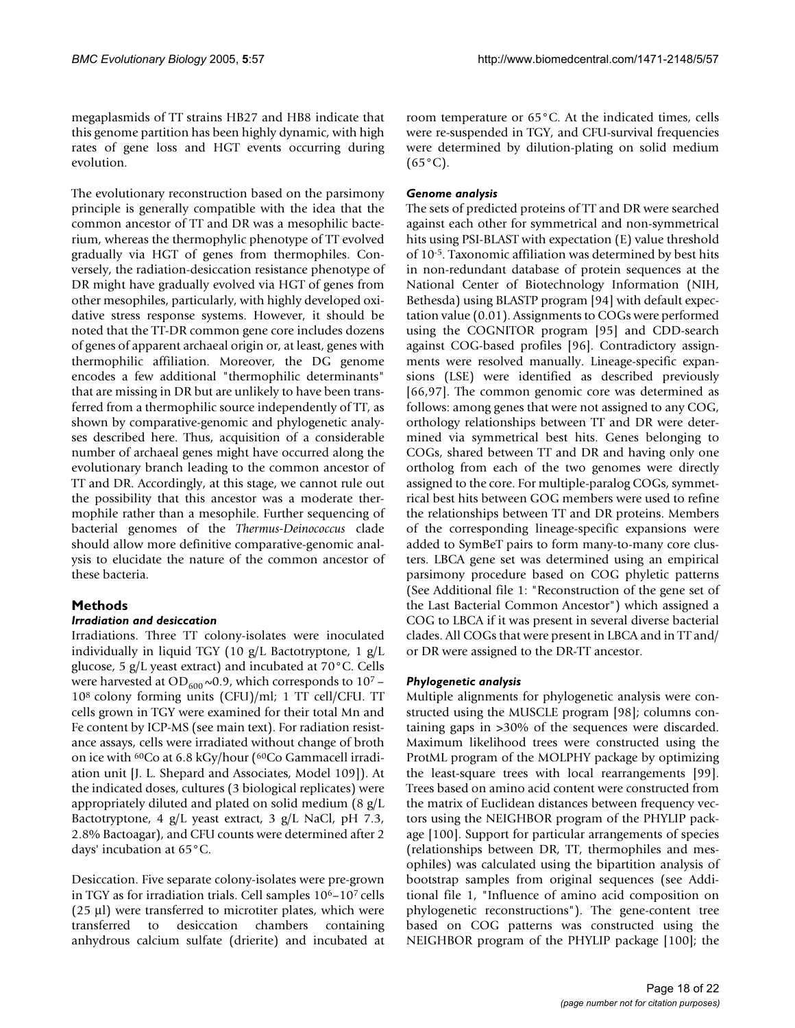megaplasmids of TT strains HB27 and HB8 indicate that this genome partition has been highly dynamic, with high rates of gene loss and HGT events occurring during evolution.

The evolutionary reconstruction based on the parsimony principle is generally compatible with the idea that the common ancestor of TT and DR was a mesophilic bacterium, whereas the thermophylic phenotype of TT evolved gradually via HGT of genes from thermophiles. Conversely, the radiation-desiccation resistance phenotype of DR might have gradually evolved via HGT of genes from other mesophiles, particularly, with highly developed oxidative stress response systems. However, it should be noted that the TT-DR common gene core includes dozens of genes of apparent archaeal origin or, at least, genes with thermophilic affiliation. Moreover, the DG genome encodes a few additional "thermophilic determinants" that are missing in DR but are unlikely to have been transferred from a thermophilic source independently of TT, as shown by comparative-genomic and phylogenetic analyses described here. Thus, acquisition of a considerable number of archaeal genes might have occurred along the evolutionary branch leading to the common ancestor of TT and DR. Accordingly, at this stage, we cannot rule out the possibility that this ancestor was a moderate thermophile rather than a mesophile. Further sequencing of bacterial genomes of the *Thermus-Deinococcus* clade should allow more definitive comparative-genomic analysis to elucidate the nature of the common ancestor of these bacteria.

## Methods

### *Irradiation and desiccation*

Irradiations. Three TT colony-isolates were inoculated individually in liquid TGY (10 g/L Bactotryptone, 1 g/L glucose, 5 g/L yeast extract) and incubated at 70°C. Cells were harvested at $OD_{600}$ ~0.9, which corresponds to $10^7$ – $10^8$ colony forming units (CFU)/ml; 1 TT cell/CFU. TT cells grown in TGY were examined for their total Mn and Fe content by ICP-MS (see main text). For radiation resistance assays, cells were irradiated without change of broth on ice with $^{60}$Co at 6.8 kGy/hour ($^{60}$Co Gammacell irradiation unit [J. L. Shepard and Associates, Model 109]). At the indicated doses, cultures (3 biological replicates) were appropriately diluted and plated on solid medium (8 g/L Bactotryptone, 4 g/L yeast extract, 3 g/L NaCl, pH 7.3, 2.8% Bactoagar), and CFU counts were determined after 2 days' incubation at 65°C.

Desiccation. Five separate colony-isolates were pre-grown in TGY as for irradiation trials. Cell samples $10^6$–$10^7$ cells (25 μl) were transferred to microtiter plates, which were transferred to desiccation chambers containing anhydrous calcium sulfate (drierite) and incubated at room temperature or 65°C. At the indicated times, cells were re-suspended in TGY, and CFU-survival frequencies were determined by dilution-plating on solid medium (65°C).

### *Genome analysis*

The sets of predicted proteins of TT and DR were searched against each other for symmetrical and non-symmetrical hits using PSI-BLAST with expectation (E) value threshold of $10^{-5}$. Taxonomic affiliation was determined by best hits in non-redundant database of protein sequences at the National Center of Biotechnology Information (NIH, Bethesda) using BLASTP program [94] with default expectation value (0.01). Assignments to COGs were performed using the COGNITOR program [95] and CDD-search against COG-based profiles [96]. Contradictory assignments were resolved manually. Lineage-specific expansions (LSE) were identified as described previously [66,97]. The common genomic core was determined as follows: among genes that were not assigned to any COG, orthology relationships between TT and DR were determined via symmetrical best hits. Genes belonging to COGs, shared between TT and DR and having only one ortholog from each of the two genomes were directly assigned to the core. For multiple-paralog COGs, symmetrical best hits between GOG members were used to refine the relationships between TT and DR proteins. Members of the corresponding lineage-specific expansions were added to SymBeT pairs to form many-to-many core clusters. LBCA gene set was determined using an empirical parsimony procedure based on COG phyletic patterns (See Additional file 1: "Reconstruction of the gene set of the Last Bacterial Common Ancestor") which assigned a COG to LBCA if it was present in several diverse bacterial clades. All COGs that were present in LBCA and in TT and/or DR were assigned to the DR-TT ancestor.

### *Phylogenetic analysis*

Multiple alignments for phylogenetic analysis were constructed using the MUSCLE program [98]; columns containing gaps in >30% of the sequences were discarded. Maximum likelihood trees were constructed using the ProtML program of the MOLPHY package by optimizing the least-square trees with local rearrangements [99]. Trees based on amino acid content were constructed from the matrix of Euclidean distances between frequency vectors using the NEIGHBOR program of the PHYLIP package [100]. Support for particular arrangements of species (relationships between DR, TT, thermophiles and mesophiles) was calculated using the bipartition analysis of bootstrap samples from original sequences (see Additional file 1, "Influence of amino acid composition on phylogenetic reconstructions"). The gene-content tree based on COG patterns was constructed using the NEIGHBOR program of the PHYLIP package [100]; the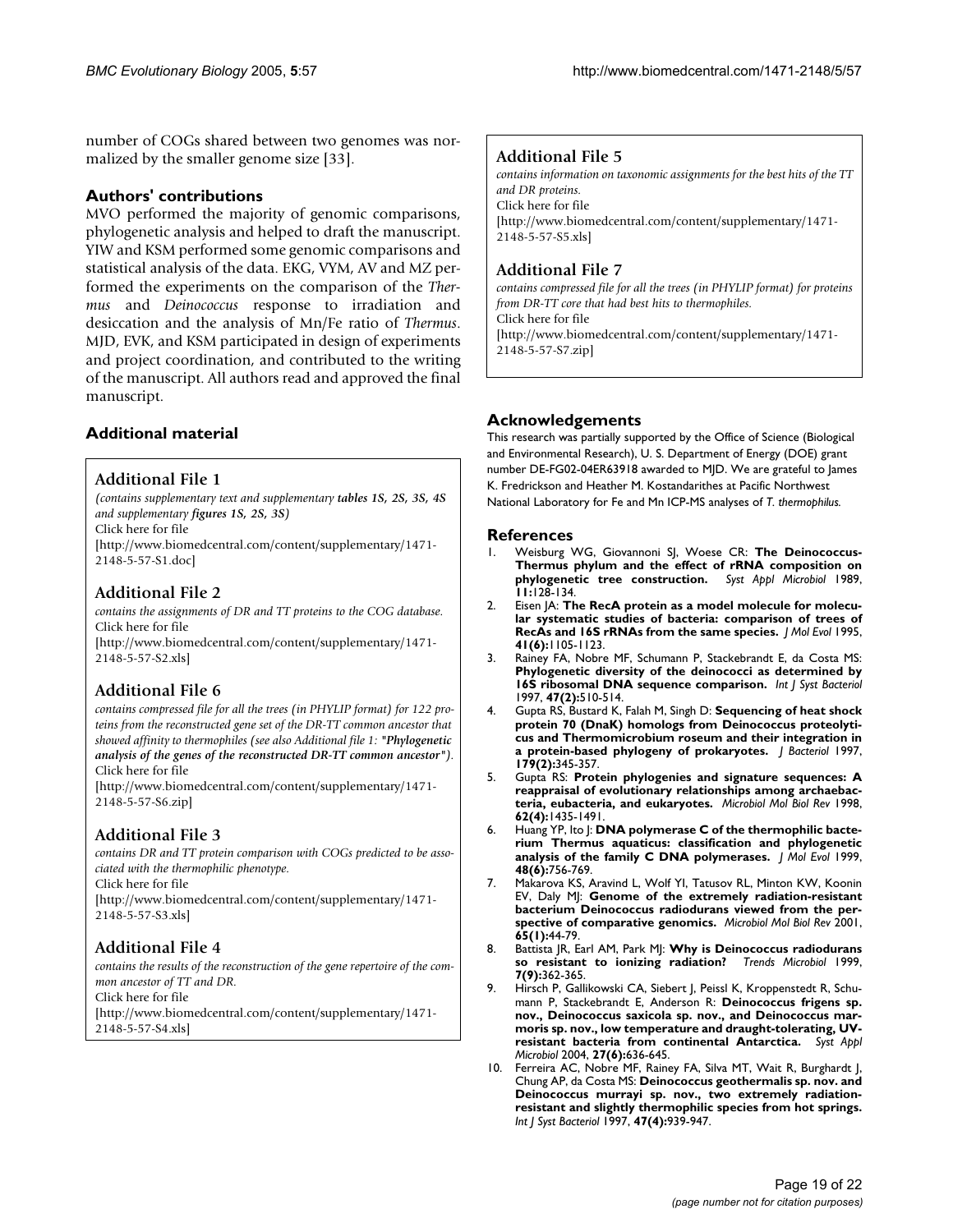number of COGs shared between two genomes was normalized by the smaller genome size [33].

## Authors' contributions

MVO performed the majority of genomic comparisons, phylogenetic analysis and helped to draft the manuscript. YIW and KSM performed some genomic comparisons and statistical analysis of the data. EKG, VYM, AV and MZ performed the experiments on the comparison of the *Thermus* and *Deinococcus* response to irradiation and desiccation and the analysis of Mn/Fe ratio of *Thermus*. MJD, EVK, and KSM participated in design of experiments and project coordination, and contributed to the writing of the manuscript. All authors read and approved the final manuscript.

## Additional material

### Additional File 1

*(contains supplementary text and supplementary **tables 1S, 2S, 3S, 4S** and supplementary **figures 1S, 2S, 3S**)*
Click here for file
[http://www.biomedcentral.com/content/supplementary/1471-2148-5-57-S1.doc]

### Additional File 2

*contains the assignments of DR and TT proteins to the COG database.*
Click here for file
[http://www.biomedcentral.com/content/supplementary/1471-2148-5-57-S2.xls]

### Additional File 6

*contains compressed file for all the trees (in PHYLIP format) for 122 proteins from the reconstructed gene set of the DR-TT common ancestor that showed affinity to thermophiles (see also Additional file 1: "**Phylogenetic analysis of the genes of the reconstructed DR-TT common ancestor**").*
Click here for file
[http://www.biomedcentral.com/content/supplementary/1471-2148-5-57-S6.zip]

### Additional File 3

*contains DR and TT protein comparison with COGs predicted to be associated with the thermophilic phenotype.*
Click here for file
[http://www.biomedcentral.com/content/supplementary/1471-2148-5-57-S3.xls]

### Additional File 4

*contains the results of the reconstruction of the gene repertoire of the common ancestor of TT and DR.*
Click here for file
[http://www.biomedcentral.com/content/supplementary/1471-2148-5-57-S4.xls]

### Additional File 5

*contains information on taxonomic assignments for the best hits of the TT and DR proteins.*
Click here for file
[http://www.biomedcentral.com/content/supplementary/1471-2148-5-57-S5.xls]

### Additional File 7

*contains compressed file for all the trees (in PHYLIP format) for proteins from DR-TT core that had best hits to thermophiles.*
Click here for file
[http://www.biomedcentral.com/content/supplementary/1471-2148-5-57-S7.zip]

## Acknowledgements

This research was partially supported by the Office of Science (Biological and Environmental Research), U. S. Department of Energy (DOE) grant number DE-FG02-04ER63918 awarded to MJD. We are grateful to James K. Fredrickson and Heather M. Kostandarithes at Pacific Northwest National Laboratory for Fe and Mn ICP-MS analyses of *T. thermophilus.*

## References

1. Weisburg WG, Giovannoni SJ, Woese CR: **The Deinococcus-Thermus phylum and the effect of rRNA composition on phylogenetic tree construction.** *Syst Appl Microbiol* 1989, **11:**128-134.
2. Eisen JA: **The RecA protein as a model molecule for molecular systematic studies of bacteria: comparison of trees of RecAs and 16S rRNAs from the same species.** *J Mol Evol* 1995, **41(6):**1105-1123.
3. Rainey FA, Nobre MF, Schumann P, Stackebrandt E, da Costa MS: **Phylogenetic diversity of the deinococci as determined by 16S ribosomal DNA sequence comparison.** *Int J Syst Bacteriol* 1997, **47(2):**510-514.
4. Gupta RS, Bustard K, Falah M, Singh D: **Sequencing of heat shock protein 70 (DnaK) homologs from Deinococcus proteolyticus and Thermomicrobium roseum and their integration in a protein-based phylogeny of prokaryotes.** *J Bacteriol* 1997, **179(2):**345-357.
5. Gupta RS: **Protein phylogenies and signature sequences: A reappraisal of evolutionary relationships among archaebacteria, eubacteria, and eukaryotes.** *Microbiol Mol Biol Rev* 1998, **62(4):**1435-1491.
6. Huang YP, Ito J: **DNA polymerase C of the thermophilic bacterium Thermus aquaticus: classification and phylogenetic analysis of the family C DNA polymerases.** *J Mol Evol* 1999, **48(6):**756-769.
7. Makarova KS, Aravind L, Wolf YI, Tatusov RL, Minton KW, Koonin EV, Daly MJ: **Genome of the extremely radiation-resistant bacterium Deinococcus radiodurans viewed from the perspective of comparative genomics.** *Microbiol Mol Biol Rev* 2001, **65(1):**44-79.
8. Battista JR, Earl AM, Park MJ: **Why is Deinococcus radiodurans so resistant to ionizing radiation?** *Trends Microbiol* 1999, **7(9):**362-365.
9. Hirsch P, Gallikowski CA, Siebert J, Peissl K, Kroppenstedt R, Schumann P, Stackebrandt E, Anderson R: **Deinococcus frigens sp. nov., Deinococcus saxicola sp. nov., and Deinococcus marmoris sp. nov., low temperature and draught-tolerating, UV-resistant bacteria from continental Antarctica.** *Syst Appl Microbiol* 2004, **27(6):**636-645.
10. Ferreira AC, Nobre MF, Rainey FA, Silva MT, Wait R, Burghardt J, Chung AP, da Costa MS: **Deinococcus geothermalis sp. nov. and Deinococcus murrayi sp. nov., two extremely radiation-resistant and slightly thermophilic species from hot springs.** *Int J Syst Bacteriol* 1997, **47(4):**939-947.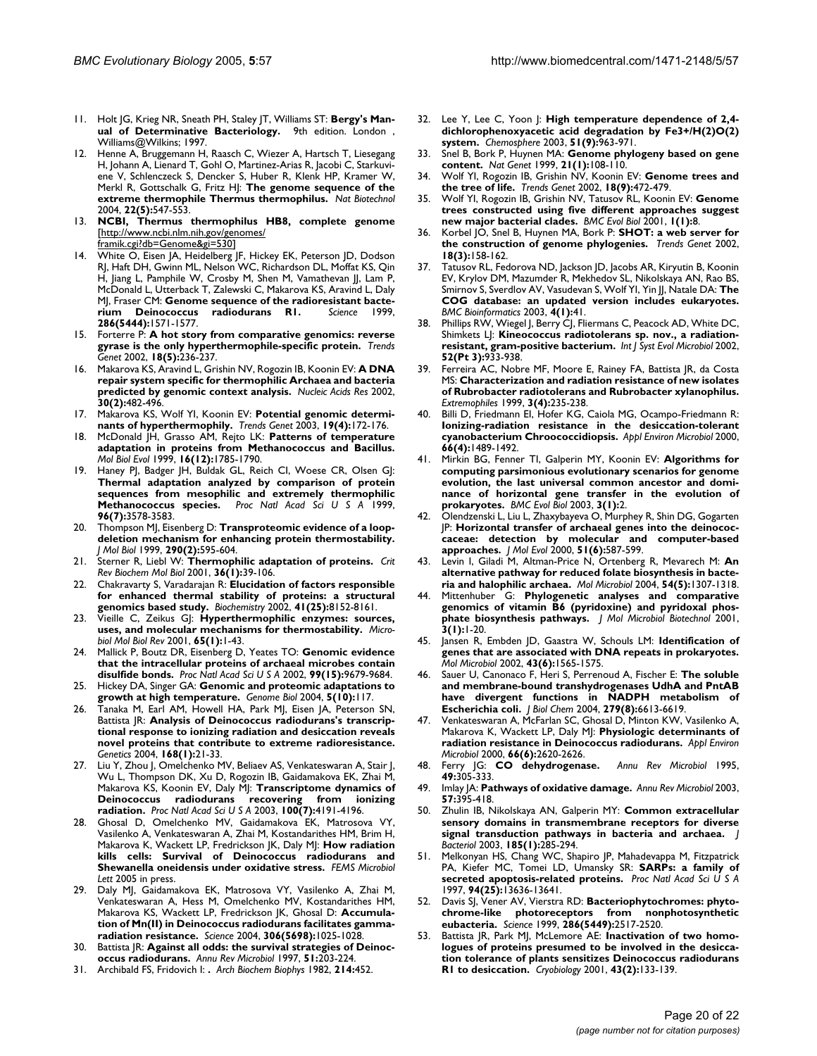11. Holt JG, Krieg NR, Sneath PH, Staley JT, Williams ST: **Bergy's Manual of Determinative Bacteriology.** 9th edition. London , Williams@Wilkins; 1997.
12. Henne A, Bruggemann H, Raasch C, Wiezer A, Hartsch T, Liesegang H, Johann A, Lienard T, Gohl O, Martinez-Arias R, Jacobi C, Starkuviene V, Schlenczeck S, Dencker S, Huber R, Klenk HP, Kramer W, Merkl R, Gottschalk G, Fritz HJ: **The genome sequence of the extreme thermophile Thermus thermophilus.** *Nat Biotechnol* 2004, **22(5):**547-553.
13. **NCBI, Thermus thermophilus HB8, complete genome** [http://www.ncbi.nlm.nih.gov/genomes/framik.cgi?db=Genome&gi=530]
14. White O, Eisen JA, Heidelberg JF, Hickey EK, Peterson JD, Dodson RJ, Haft DH, Gwinn ML, Nelson WC, Richardson DL, Moffat KS, Qin H, Jiang L, Pamphile W, Crosby M, Shen M, Vamathevan JJ, Lam P, McDonald L, Utterback T, Zalewski C, Makarova KS, Aravind L, Daly MJ, Fraser CM: **Genome sequence of the radioresistant bacterium Deinococcus radiodurans R1.** *Science* 1999, **286(5444):**1571-1577.
15. Forterre P: **A hot story from comparative genomics: reverse gyrase is the only hyperthermophile-specific protein.** *Trends Genet* 2002, **18(5):**236-237.
16. Makarova KS, Aravind L, Grishin NV, Rogozin IB, Koonin EV: **A DNA repair system specific for thermophilic Archaea and bacteria predicted by genomic context analysis.** *Nucleic Acids Res* 2002, **30(2):**482-496.
17. Makarova KS, Wolf YI, Koonin EV: **Potential genomic determinants of hyperthermophily.** *Trends Genet* 2003, **19(4):**172-176.
18. McDonald JH, Grasso AM, Rejto LK: **Patterns of temperature adaptation in proteins from Methanococcus and Bacillus.** *Mol Biol Evol* 1999, **16(12):**1785-1790.
19. Haney PJ, Badger JH, Buldak GL, Reich CI, Woese CR, Olsen GJ: **Thermal adaptation analyzed by comparison of protein sequences from mesophilic and extremely thermophilic Methanococcus species.** *Proc Natl Acad Sci U S A* 1999, **96(7):**3578-3583.
20. Thompson MJ, Eisenberg D: **Transproteomic evidence of a loop-deletion mechanism for enhancing protein thermostability.** *J Mol Biol* 1999, **290(2):**595-604.
21. Sterner R, Liebl W: **Thermophilic adaptation of proteins.** *Crit Rev Biochem Mol Biol* 2001, **36(1):**39-106.
22. Chakravarty S, Varadarajan R: **Elucidation of factors responsible for enhanced thermal stability of proteins: a structural genomics based study.** *Biochemistry* 2002, **41(25):**8152-8161.
23. Vieille C, Zeikus GJ: **Hyperthermophilic enzymes: sources, uses, and molecular mechanisms for thermostability.** *Microbiol Mol Biol Rev* 2001, **65(1):**1-43.
24. Mallick P, Boutz DR, Eisenberg D, Yeates TO: **Genomic evidence that the intracellular proteins of archaeal microbes contain disulfide bonds.** *Proc Natl Acad Sci U S A* 2002, **99(15):**9679-9684.
25. Hickey DA, Singer GA: **Genomic and proteomic adaptations to growth at high temperature.** *Genome Biol* 2004, **5(10):**117.
26. Tanaka M, Earl AM, Howell HA, Park MJ, Eisen JA, Peterson SN, Battista JR: **Analysis of Deinococcus radiodurans's transcriptional response to ionizing radiation and desiccation reveals novel proteins that contribute to extreme radioresistance.** *Genetics* 2004, **168(1):**21-33.
27. Liu Y, Zhou J, Omelchenko MV, Beliaev AS, Venkateswaran A, Stair J, Wu L, Thompson DK, Xu D, Rogozin IB, Gaidamakova EK, Zhai M, Makarova KS, Koonin EV, Daly MJ: **Transcriptome dynamics of Deinococcus radiodurans recovering from ionizing radiation.** *Proc Natl Acad Sci U S A* 2003, **100(7):**4191-4196.
28. Ghosal D, Omelchenko MV, Gaidamakova EK, Matrosova VY, Vasilenko A, Venkateswaran A, Zhai M, Kostandarithes HM, Brim H, Makarova K, Wackett LP, Fredrickson JK, Daly MJ: **How radiation kills cells: Survival of Deinococcus radiodurans and Shewanella oneidensis under oxidative stress.** *FEMS Microbiol Lett* 2005 in press.
29. Daly MJ, Gaidamakova EK, Matrosova VY, Vasilenko A, Zhai M, Venkateswaran A, Hess M, Omelchenko MV, Kostandarithes HM, Makarova KS, Wackett LP, Fredrickson JK, Ghosal D: **Accumulation of Mn(II) in Deinococcus radiodurans facilitates gamma-radiation resistance.** *Science* 2004, **306(5698):**1025-1028.
30. Battista JR: **Against all odds: the survival strategies of Deinococcus radiodurans.** *Annu Rev Microbiol* 1997, **51:**203-224.
31. Archibald FS, Fridovich I: **.** *Arch Biochem Biophys* 1982, **214:**452.
32. Lee Y, Lee C, Yoon J: **High temperature dependence of 2,4-dichlorophenoxyacetic acid degradation by Fe3+/H(2)O(2) system.** *Chemosphere* 2003, **51(9):**963-971.
33. Snel B, Bork P, Huynen MA: **Genome phylogeny based on gene content.** *Nat Genet* 1999, **21(1):**108-110.
34. Wolf YI, Rogozin IB, Grishin NV, Koonin EV: **Genome trees and the tree of life.** *Trends Genet* 2002, **18(9):**472-479.
35. Wolf YI, Rogozin IB, Grishin NV, Tatusov RL, Koonin EV: **Genome trees constructed using five different approaches suggest new major bacterial clades.** *BMC Evol Biol* 2001, **1(1):**8.
36. Korbel JO, Snel B, Huynen MA, Bork P: **SHOT: a web server for the construction of genome phylogenies.** *Trends Genet* 2002, **18(3):**158-162.
37. Tatusov RL, Fedorova ND, Jackson JD, Jacobs AR, Kiryutin B, Koonin EV, Krylov DM, Mazumder R, Mekhedov SL, Nikolskaya AN, Rao BS, Smirnov S, Sverdlov AV, Vasudevan S, Wolf YI, Yin JJ, Natale DA: **The COG database: an updated version includes eukaryotes.** *BMC Bioinformatics* 2003, **4(1):**41.
38. Phillips RW, Wiegel J, Berry CJ, Fliermans C, Peacock AD, White DC, Shimkets LJ: **Kineococcus radiotolerans sp. nov., a radiation-resistant, gram-positive bacterium.** *Int J Syst Evol Microbiol* 2002, **52(Pt 3):**933-938.
39. Ferreira AC, Nobre MF, Moore E, Rainey FA, Battista JR, da Costa MS: **Characterization and radiation resistance of new isolates of Rubrobacter radiotolerans and Rubrobacter xylanophilus.** *Extremophiles* 1999, **3(4):**235-238.
40. Billi D, Friedmann EI, Hofer KG, Caiola MG, Ocampo-Friedmann R: **Ionizing-radiation resistance in the desiccation-tolerant cyanobacterium Chroococcidiopsis.** *Appl Environ Microbiol* 2000, **66(4):**1489-1492.
41. Mirkin BG, Fenner TI, Galperin MY, Koonin EV: **Algorithms for computing parsimonious evolutionary scenarios for genome evolution, the last universal common ancestor and dominance of horizontal gene transfer in the evolution of prokaryotes.** *BMC Evol Biol* 2003, **3(1):**2.
42. Olendzenski L, Liu L, Zhaxybayeva O, Murphey R, Shin DG, Gogarten JP: **Horizontal transfer of archaeal genes into the deinococcaceae: detection by molecular and computer-based approaches.** *J Mol Evol* 2000, **51(6):**587-599.
43. Levin I, Giladi M, Altman-Price N, Ortenberg R, Mevarech M: **An alternative pathway for reduced folate biosynthesis in bacteria and halophilic archaea.** *Mol Microbiol* 2004, **54(5):**1307-1318.
44. Mittenhuber G: **Phylogenetic analyses and comparative genomics of vitamin B6 (pyridoxine) and pyridoxal phosphate biosynthesis pathways.** *J Mol Microbiol Biotechnol* 2001, **3(1):**1-20.
45. Jansen R, Embden JD, Gaastra W, Schouls LM: **Identification of genes that are associated with DNA repeats in prokaryotes.** *Mol Microbiol* 2002, **43(6):**1565-1575.
46. Sauer U, Canonaco F, Heri S, Perrenoud A, Fischer E: **The soluble and membrane-bound transhydrogenases UdhA and PntAB have divergent functions in NADPH metabolism of Escherichia coli.** *J Biol Chem* 2004, **279(8):**6613-6619.
47. Venkateswaran A, McFarlan SC, Ghosal D, Minton KW, Vasilenko A, Makarova K, Wackett LP, Daly MJ: **Physiologic determinants of radiation resistance in Deinococcus radiodurans.** *Appl Environ Microbiol* 2000, **66(6):**2620-2626.
48. Ferry JG: **CO dehydrogenase.** *Annu Rev Microbiol* 1995, **49:**305-333.
49. Imlay JA: **Pathways of oxidative damage.** *Annu Rev Microbiol* 2003, **57:**395-418.
50. Zhulin IB, Nikolskaya AN, Galperin MY: **Common extracellular sensory domains in transmembrane receptors for diverse signal transduction pathways in bacteria and archaea.** *J Bacteriol* 2003, **185(1):**285-294.
51. Melkonyan HS, Chang WC, Shapiro JP, Mahadevappa M, Fitzpatrick PA, Kiefer MC, Tomei LD, Umansky SR: **SARPs: a family of secreted apoptosis-related proteins.** *Proc Natl Acad Sci U S A* 1997, **94(25):**13636-13641.
52. Davis SJ, Vener AV, Vierstra RD: **Bacteriophytochromes: phytochrome-like photoreceptors from nonphotosynthetic eubacteria.** *Science* 1999, **286(5449):**2517-2520.
53. Battista JR, Park MJ, McLemore AE: **Inactivation of two homologues of proteins presumed to be involved in the desiccation tolerance of plants sensitizes Deinococcus radiodurans R1 to desiccation.** *Cryobiology* 2001, **43(2):**133-139.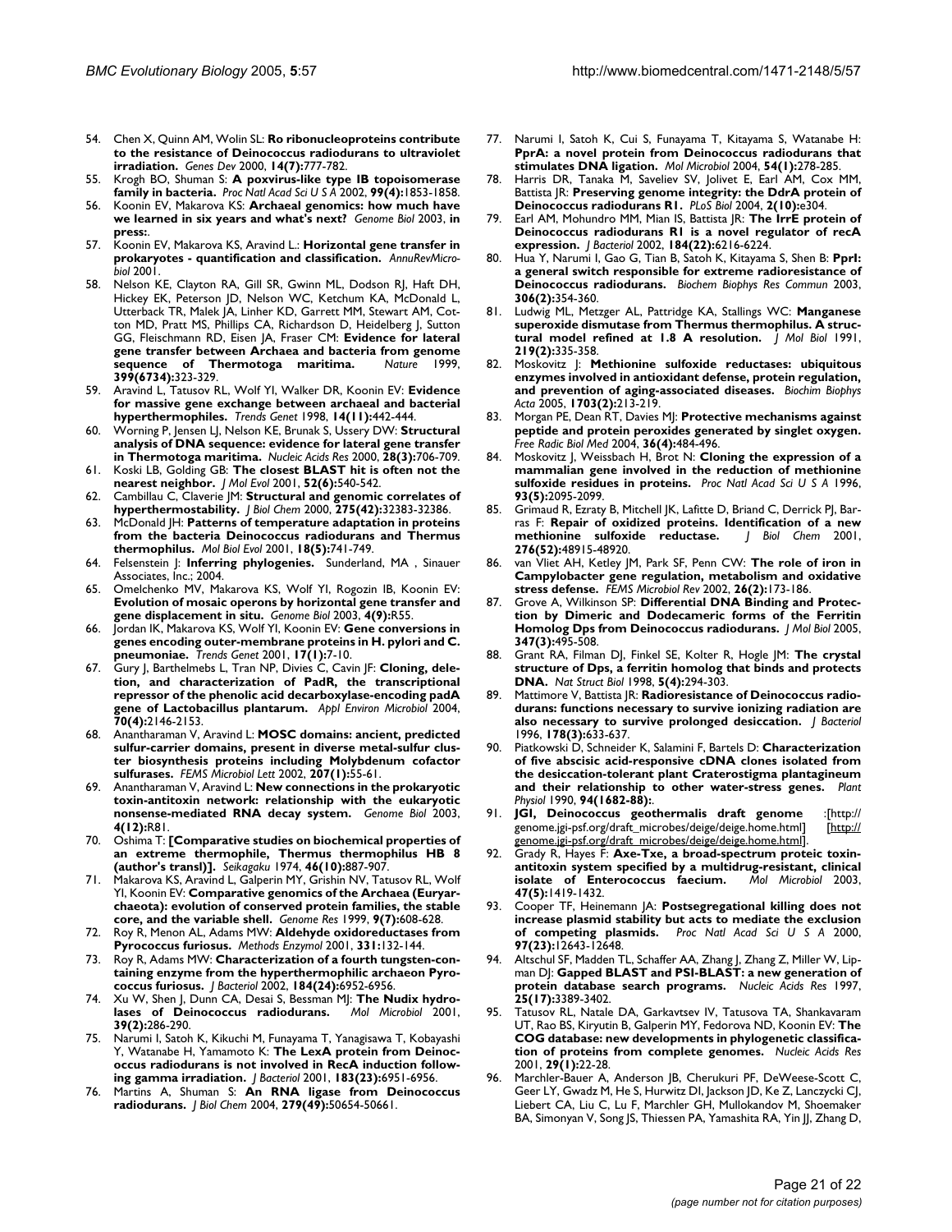54. Chen X, Quinn AM, Wolin SL: **Ro ribonucleoproteins contribute to the resistance of Deinococcus radiodurans to ultraviolet irradiation.** *Genes Dev* 2000, **14(7):**777-782.
55. Krogh BO, Shuman S: **A poxvirus-like type IB topoisomerase family in bacteria.** *Proc Natl Acad Sci U S A* 2002, **99(4):**1853-1858.
56. Koonin EV, Makarova KS: **Archaeal genomics: how much have we learned in six years and what's next?** *Genome Biol* 2003, **in press:**.
57. Koonin EV, Makarova KS, Aravind L.: **Horizontal gene transfer in prokaryotes - quantification and classification.** *AnnuRevMicrobiol* 2001.
58. Nelson KE, Clayton RA, Gill SR, Gwinn ML, Dodson RJ, Haft DH, Hickey EK, Peterson JD, Nelson WC, Ketchum KA, McDonald L, Utterback TR, Malek JA, Linher KD, Garrett MM, Stewart AM, Cotton MD, Pratt MS, Phillips CA, Richardson D, Heidelberg J, Sutton GG, Fleischmann RD, Eisen JA, Fraser CM: **Evidence for lateral gene transfer between Archaea and bacteria from genome sequence of Thermotoga maritima.** *Nature* 1999, **399(6734):**323-329.
59. Aravind L, Tatusov RL, Wolf YI, Walker DR, Koonin EV: **Evidence for massive gene exchange between archaeal and bacterial hyperthermophiles.** *Trends Genet* 1998, **14(11):**442-444.
60. Worning P, Jensen LJ, Nelson KE, Brunak S, Ussery DW: **Structural analysis of DNA sequence: evidence for lateral gene transfer in Thermotoga maritima.** *Nucleic Acids Res* 2000, **28(3):**706-709.
61. Koski LB, Golding GB: **The closest BLAST hit is often not the nearest neighbor.** *J Mol Evol* 2001, **52(6):**540-542.
62. Cambillau C, Claverie JM: **Structural and genomic correlates of hyperthermostability.** *J Biol Chem* 2000, **275(42):**32383-32386.
63. McDonald JH: **Patterns of temperature adaptation in proteins from the bacteria Deinococcus radiodurans and Thermus thermophilus.** *Mol Biol Evol* 2001, **18(5):**741-749.
64. Felsenstein J: **Inferring phylogenies.** Sunderland, MA , Sinauer Associates, Inc.; 2004.
65. Omelchenko MV, Makarova KS, Wolf YI, Rogozin IB, Koonin EV: **Evolution of mosaic operons by horizontal gene transfer and gene displacement in situ.** *Genome Biol* 2003, **4(9):**R55.
66. Jordan IK, Makarova KS, Wolf YI, Koonin EV: **Gene conversions in genes encoding outer-membrane proteins in H. pylori and C. pneumoniae.** *Trends Genet* 2001, **17(1):**7-10.
67. Gury J, Barthelmebs L, Tran NP, Divies C, Cavin JF: **Cloning, deletion, and characterization of PadR, the transcriptional repressor of the phenolic acid decarboxylase-encoding padA gene of Lactobacillus plantarum.** *Appl Environ Microbiol* 2004, **70(4):**2146-2153.
68. Anantharaman V, Aravind L: **MOSC domains: ancient, predicted sulfur-carrier domains, present in diverse metal-sulfur cluster biosynthesis proteins including Molybdenum cofactor sulfurases.** *FEMS Microbiol Lett* 2002, **207(1):**55-61.
69. Anantharaman V, Aravind L: **New connections in the prokaryotic toxin-antitoxin network: relationship with the eukaryotic nonsense-mediated RNA decay system.** *Genome Biol* 2003, **4(12):**R81.
70. Oshima T: **[Comparative studies on biochemical properties of an extreme thermophile, Thermus thermophilus HB 8 (author's transl)].** *Seikagaku* 1974, **46(10):**887-907.
71. Makarova KS, Aravind L, Galperin MY, Grishin NV, Tatusov RL, Wolf YI, Koonin EV: **Comparative genomics of the Archaea (Euryarchaeota): evolution of conserved protein families, the stable core, and the variable shell.** *Genome Res* 1999, **9(7):**608-628.
72. Roy R, Menon AL, Adams MW: **Aldehyde oxidoreductases from Pyrococcus furiosus.** *Methods Enzymol* 2001, **331:**132-144.
73. Roy R, Adams MW: **Characterization of a fourth tungsten-containing enzyme from the hyperthermophilic archaeon Pyrococcus furiosus.** *J Bacteriol* 2002, **184(24):**6952-6956.
74. Xu W, Shen J, Dunn CA, Desai S, Bessman MJ: **The Nudix hydrolases of Deinococcus radiodurans.** *Mol Microbiol* 2001, **39(2):**286-290.
75. Narumi I, Satoh K, Kikuchi M, Funayama T, Yanagisawa T, Kobayashi Y, Watanabe H, Yamamoto K: **The LexA protein from Deinococcus radiodurans is not involved in RecA induction following gamma irradiation.** *J Bacteriol* 2001, **183(23):**6951-6956.
76. Martins A, Shuman S: **An RNA ligase from Deinococcus radiodurans.** *J Biol Chem* 2004, **279(49):**50654-50661.
77. Narumi I, Satoh K, Cui S, Funayama T, Kitayama S, Watanabe H: **PprA: a novel protein from Deinococcus radiodurans that stimulates DNA ligation.** *Mol Microbiol* 2004, **54(1):**278-285.
78. Harris DR, Tanaka M, Saveliev SV, Jolivet E, Earl AM, Cox MM, Battista JR: **Preserving genome integrity: the DdrA protein of Deinococcus radiodurans R1.** *PLoS Biol* 2004, **2(10):**e304.
79. Earl AM, Mohundro MM, Mian IS, Battista JR: **The IrrE protein of Deinococcus radiodurans R1 is a novel regulator of recA expression.** *J Bacteriol* 2002, **184(22):**6216-6224.
80. Hua Y, Narumi I, Gao G, Tian B, Satoh K, Kitayama S, Shen B: **PprI: a general switch responsible for extreme radioresistance of Deinococcus radiodurans.** *Biochem Biophys Res Commun* 2003, **306(2):**354-360.
81. Ludwig ML, Metzger AL, Pattridge KA, Stallings WC: **Manganese superoxide dismutase from Thermus thermophilus. A structural model refined at 1.8 A resolution.** *J Mol Biol* 1991, **219(2):**335-358.
82. Moskovitz J: **Methionine sulfoxide reductases: ubiquitous enzymes involved in antioxidant defense, protein regulation, and prevention of aging-associated diseases.** *Biochim Biophys Acta* 2005, **1703(2):**213-219.
83. Morgan PE, Dean RT, Davies MJ: **Protective mechanisms against peptide and protein peroxides generated by singlet oxygen.** *Free Radic Biol Med* 2004, **36(4):**484-496.
84. Moskovitz J, Weissbach H, Brot N: **Cloning the expression of a mammalian gene involved in the reduction of methionine sulfoxide residues in proteins.** *Proc Natl Acad Sci U S A* 1996, **93(5):**2095-2099.
85. Grimaud R, Ezraty B, Mitchell JK, Lafitte D, Briand C, Derrick PJ, Barras F: **Repair of oxidized proteins. Identification of a new methionine sulfoxide reductase.** *J Biol Chem* 2001, **276(52):**48915-48920.
86. van Vliet AH, Ketley JM, Park SF, Penn CW: **The role of iron in Campylobacter gene regulation, metabolism and oxidative stress defense.** *FEMS Microbiol Rev* 2002, **26(2):**173-186.
87. Grove A, Wilkinson SP: **Differential DNA Binding and Protection by Dimeric and Dodecameric forms of the Ferritin Homolog Dps from Deinococcus radiodurans.** *J Mol Biol* 2005, **347(3):**495-508.
88. Grant RA, Filman DJ, Finkel SE, Kolter R, Hogle JM: **The crystal structure of Dps, a ferritin homolog that binds and protects DNA.** *Nat Struct Biol* 1998, **5(4):**294-303.
89. Mattimore V, Battista JR: **Radioresistance of Deinococcus radiodurans: functions necessary to survive ionizing radiation are also necessary to survive prolonged desiccation.** *J Bacteriol* 1996, **178(3):**633-637.
90. Piatkowski D, Schneider K, Salamini F, Bartels D: **Characterization of five abscisic acid-responsive cDNA clones isolated from the desiccation-tolerant plant Craterostigma plantagineum and their relationship to other water-stress genes.** *Plant Physiol* 1990, **94(1682-88):**.
91. **JGI, Deinococcus geothermalis draft genome** :[http://genome.jgi-psf.org/draft_microbes/deige/deige.home.html] [http://genome.jgi-psf.org/draft_microbes/deige/deige.home.html].
92. Grady R, Hayes F: **Axe-Txe, a broad-spectrum proteic toxin-antitoxin system specified by a multidrug-resistant, clinical isolate of Enterococcus faecium.** *Mol Microbiol* 2003, **47(5):**1419-1432.
93. Cooper TF, Heinemann JA: **Postsegregational killing does not increase plasmid stability but acts to mediate the exclusion of competing plasmids.** *Proc Natl Acad Sci U S A* 2000, **97(23):**12643-12648.
94. Altschul SF, Madden TL, Schaffer AA, Zhang J, Zhang Z, Miller W, Lipman DJ: **Gapped BLAST and PSI-BLAST: a new generation of protein database search programs.** *Nucleic Acids Res* 1997, **25(17):**3389-3402.
95. Tatusov RL, Natale DA, Garkavtsev IV, Tatusova TA, Shankavaram UT, Rao BS, Kiryutin B, Galperin MY, Fedorova ND, Koonin EV: **The COG database: new developments in phylogenetic classification of proteins from complete genomes.** *Nucleic Acids Res* 2001, **29(1):**22-28.
96. Marchler-Bauer A, Anderson JB, Cherukuri PF, DeWeese-Scott C, Geer LY, Gwadz M, He S, Hurwitz DI, Jackson JD, Ke Z, Lanczycki CJ, Liebert CA, Liu C, Lu F, Marchler GH, Mullokandov M, Shoemaker BA, Simonyan V, Song JS, Thiessen PA, Yamashita RA, Yin JJ, Zhang D,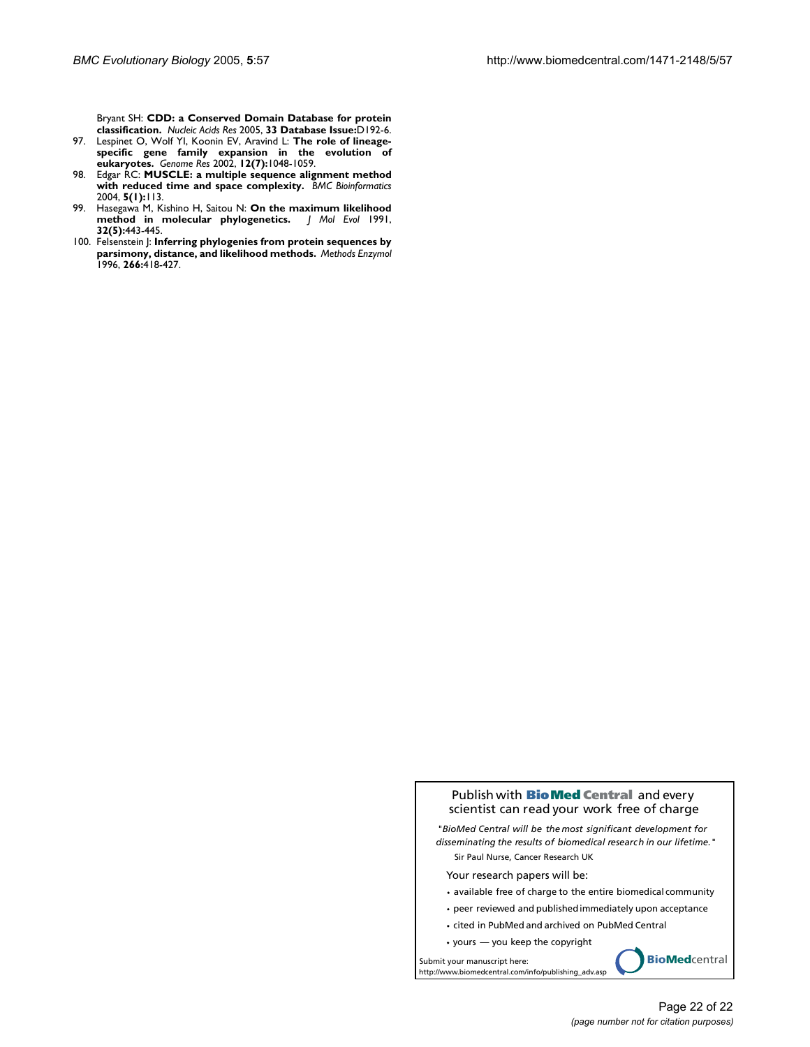Bryant SH: **CDD: a Conserved Domain Database for protein classification.** *Nucleic Acids Res* 2005, **33 Database Issue:**D192-6.

97. Lespinet O, Wolf YI, Koonin EV, Aravind L: **The role of lineage-specific gene family expansion in the evolution of eukaryotes.** *Genome Res* 2002, **12(7):**1048-1059.
98. Edgar RC: **MUSCLE: a multiple sequence alignment method with reduced time and space complexity.** *BMC Bioinformatics* 2004, **5(1):**113.
99. Hasegawa M, Kishino H, Saitou N: **On the maximum likelihood method in molecular phylogenetics.** *J Mol Evol* 1991, **32(5):**443-445.
100. Felsenstein J: **Inferring phylogenies from protein sequences by parsimony, distance, and likelihood methods.** *Methods Enzymol* 1996, **266:**418-427.

Publish with **BioMed Central** and every scientist can read your work free of charge

*"BioMed Central will be the most significant development for disseminating the results of biomedical research in our lifetime."*

Sir Paul Nurse, Cancer Research UK

Your research papers will be:

- available free of charge to the entire biomedical community
- peer reviewed and published immediately upon acceptance
- cited in PubMed and archived on PubMed Central
- yours — you keep the copyright

Submit your manuscript here:
http://www.biomedcentral.com/info/publishing_adv.asp

**BioMed**central